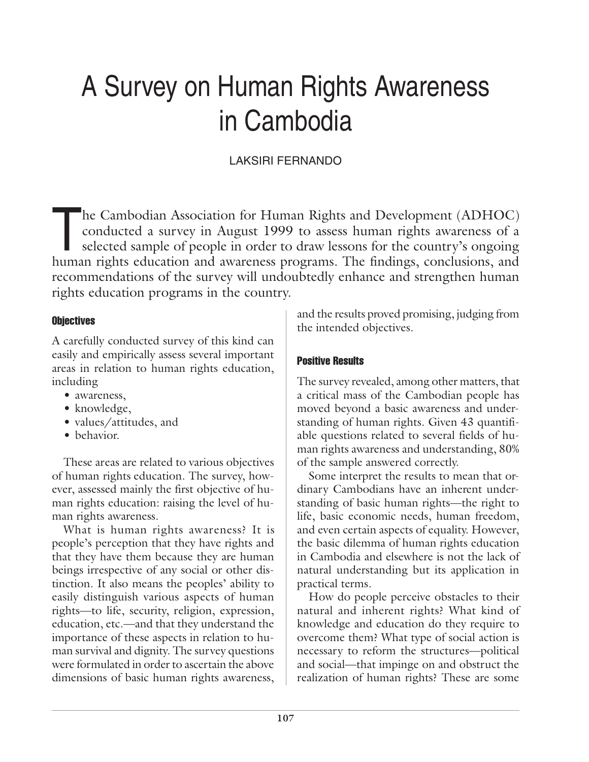# A Survey on Human Rights Awareness in Cambodia

LAKSIRI FERNANDO

The Cambodian Association for Human Rights and Development (ADHOC) conducted a survey in August 1999 to assess human rights awareness of a selected sample of people in order to draw lessons for the country's ongoing human rights education and awareness programs. The findings, conclusions, and recommendations of the survey will undoubtedly enhance and strengthen human rights education programs in the country.

### Objectives

A carefully conducted survey of this kind can easily and empirically assess several important areas in relation to human rights education, including

- awareness,
- knowledge,
- values/attitudes, and
- behavior.

These areas are related to various objectives of human rights education. The survey, however, assessed mainly the first objective of human rights education: raising the level of human rights awareness.

What is human rights awareness? It is people's perception that they have rights and that they have them because they are human beings irrespective of any social or other distinction. It also means the peoples' ability to easily distinguish various aspects of human rights—to life, security, religion, expression, education, etc.—and that they understand the importance of these aspects in relation to human survival and dignity. The survey questions were formulated in order to ascertain the above dimensions of basic human rights awareness, and the results proved promising, judging from the intended objectives.

### Positive Results

The survey revealed, among other matters, that a critical mass of the Cambodian people has moved beyond a basic awareness and understanding of human rights. Given 43 quantifiable questions related to several fields of human rights awareness and understanding, 80% of the sample answered correctly.

Some interpret the results to mean that ordinary Cambodians have an inherent understanding of basic human rights—the right to life, basic economic needs, human freedom, and even certain aspects of equality. However, the basic dilemma of human rights education in Cambodia and elsewhere is not the lack of natural understanding but its application in practical terms.

How do people perceive obstacles to their natural and inherent rights? What kind of knowledge and education do they require to overcome them? What type of social action is necessary to reform the structures—political and social—that impinge on and obstruct the realization of human rights? These are some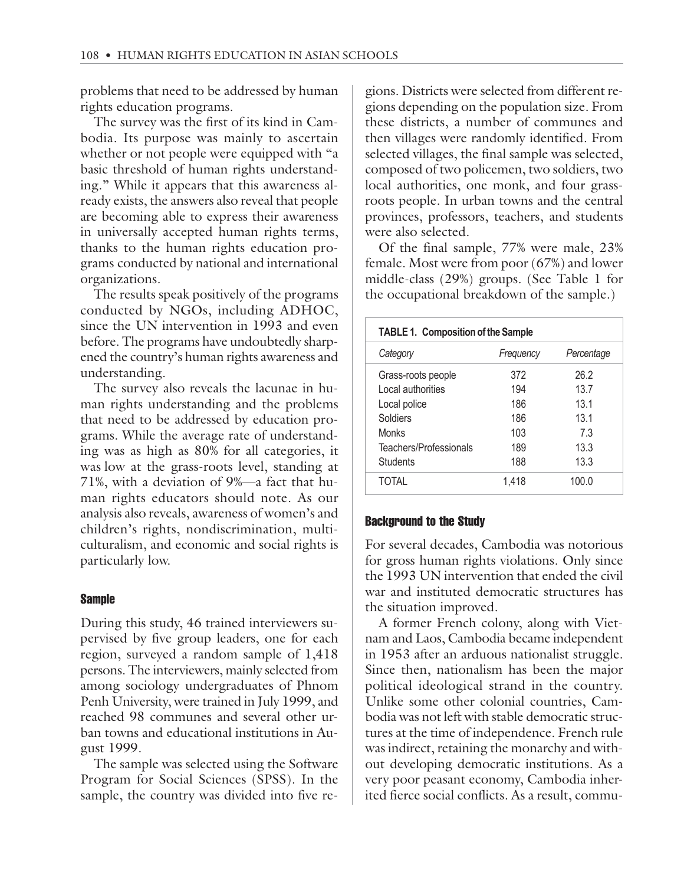problems that need to be addressed by human rights education programs.

The survey was the first of its kind in Cambodia. Its purpose was mainly to ascertain whether or not people were equipped with "a basic threshold of human rights understanding." While it appears that this awareness already exists, the answers also reveal that people are becoming able to express their awareness in universally accepted human rights terms, thanks to the human rights education programs conducted by national and international organizations.

The results speak positively of the programs conducted by NGOs, including ADHOC, since the UN intervention in 1993 and even before. The programs have undoubtedly sharpened the country's human rights awareness and understanding.

The survey also reveals the lacunae in human rights understanding and the problems that need to be addressed by education programs. While the average rate of understanding was as high as 80% for all categories, it was low at the grass-roots level, standing at 71%, with a deviation of 9%—a fact that human rights educators should note. As our analysis also reveals, awareness of women's and children's rights, nondiscrimination, multiculturalism, and economic and social rights is particularly low.

## Sample

During this study, 46 trained interviewers supervised by five group leaders, one for each region, surveyed a random sample of 1,418 persons. The interviewers, mainly selected from among sociology undergraduates of Phnom Penh University, were trained in July 1999, and reached 98 communes and several other urban towns and educational institutions in August 1999.

The sample was selected using the Software Program for Social Sciences (SPSS). In the sample, the country was divided into five regions. Districts were selected from different regions depending on the population size. From these districts, a number of communes and then villages were randomly identified. From selected villages, the final sample was selected, composed of two policemen, two soldiers, two local authorities, one monk, and four grass-roots people. In urban towns and the central provinces, professors, teachers, and students were also selected.

Of the final sample, 77% were male, 23% female. Most were from poor (67%) and lower middle-class (29%) groups. (See Table 1 for the occupational breakdown of the sample.)

**TABLE 1. Composition of the Sample**

| *Category* | *Frequency* | *Percentage* |
|---|---|---|
| Grass-roots people | 372 | 26.2 |
| Local authorities | 194 | 13.7 |
| Local police | 186 | 13.1 |
| Soldiers | 186 | 13.1 |
| Monks | 103 | 7.3 |
| Teachers/Professionals | 189 | 13.3 |
| Students | 188 | 13.3 |
| TOTAL | 1,418 | 100.0 |

## Background to the Study

For several decades, Cambodia was notorious for gross human rights violations. Only since the 1993 UN intervention that ended the civil war and instituted democratic structures has the situation improved.

A former French colony, along with Vietnam and Laos, Cambodia became independent in 1953 after an arduous nationalist struggle. Since then, nationalism has been the major political ideological strand in the country. Unlike some other colonial countries, Cambodia was not left with stable democratic structures at the time of independence. French rule was indirect, retaining the monarchy and without developing democratic institutions. As a very poor peasant economy, Cambodia inherited fierce social conflicts. As a result, commu-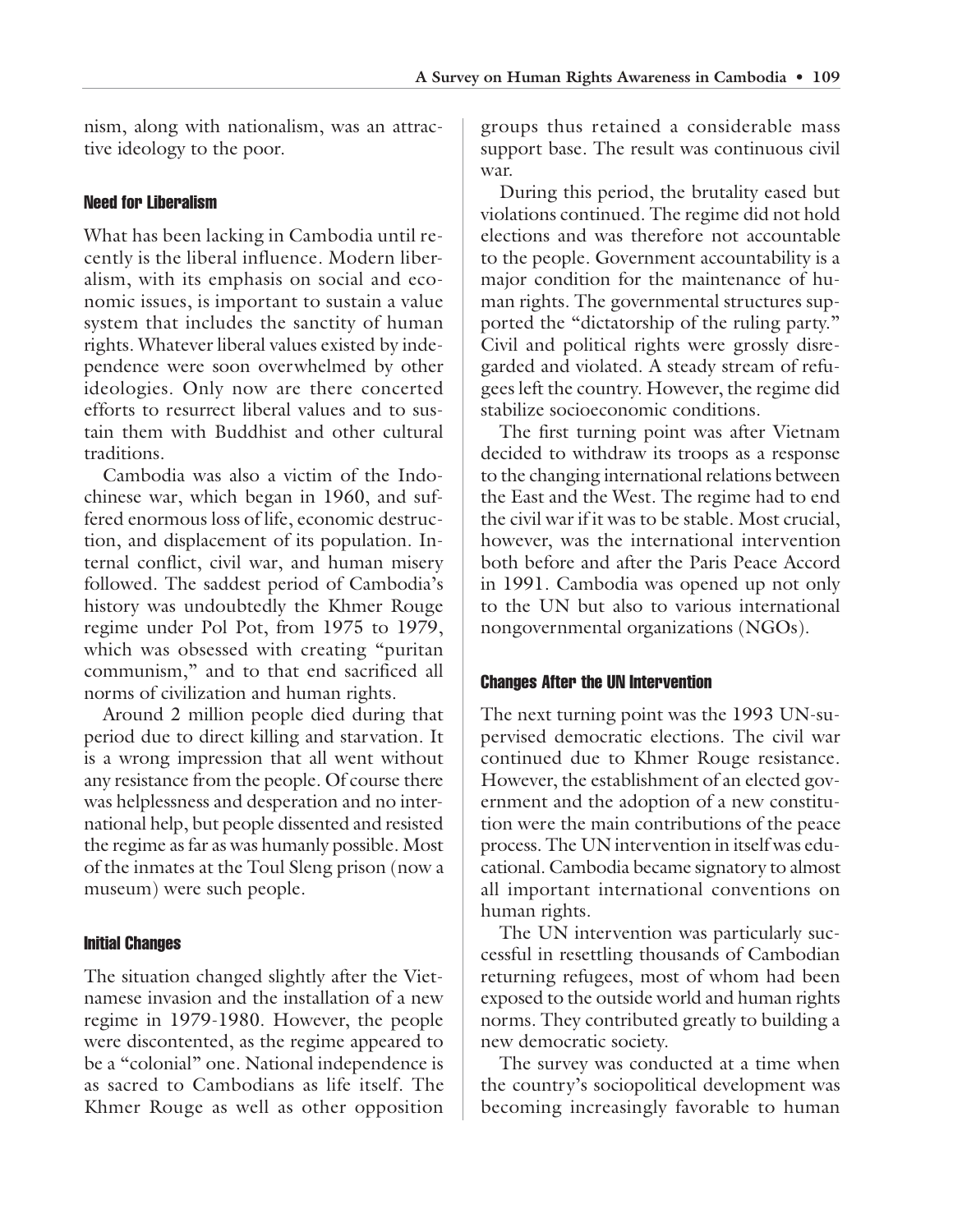nism, along with nationalism, was an attractive ideology to the poor.

#### Need for Liberalism

What has been lacking in Cambodia until recently is the liberal influence. Modern liberalism, with its emphasis on social and economic issues, is important to sustain a value system that includes the sanctity of human rights. Whatever liberal values existed by independence were soon overwhelmed by other ideologies. Only now are there concerted efforts to resurrect liberal values and to sustain them with Buddhist and other cultural traditions.

Cambodia was also a victim of the Indochinese war, which began in 1960, and suffered enormous loss of life, economic destruction, and displacement of its population. Internal conflict, civil war, and human misery followed. The saddest period of Cambodia's history was undoubtedly the Khmer Rouge regime under Pol Pot, from 1975 to 1979, which was obsessed with creating "puritan communism," and to that end sacrificed all norms of civilization and human rights.

Around 2 million people died during that period due to direct killing and starvation. It is a wrong impression that all went without any resistance from the people. Of course there was helplessness and desperation and no international help, but people dissented and resisted the regime as far as was humanly possible. Most of the inmates at the Toul Sleng prison (now a museum) were such people.

#### Initial Changes

The situation changed slightly after the Vietnamese invasion and the installation of a new regime in 1979-1980. However, the people were discontented, as the regime appeared to be a "colonial" one. National independence is as sacred to Cambodians as life itself. The Khmer Rouge as well as other opposition groups thus retained a considerable mass support base. The result was continuous civil war.

During this period, the brutality eased but violations continued. The regime did not hold elections and was therefore not accountable to the people. Government accountability is a major condition for the maintenance of human rights. The governmental structures supported the "dictatorship of the ruling party." Civil and political rights were grossly disregarded and violated. A steady stream of refugees left the country. However, the regime did stabilize socioeconomic conditions.

The first turning point was after Vietnam decided to withdraw its troops as a response to the changing international relations between the East and the West. The regime had to end the civil war if it was to be stable. Most crucial, however, was the international intervention both before and after the Paris Peace Accord in 1991. Cambodia was opened up not only to the UN but also to various international nongovernmental organizations (NGOs).

#### Changes After the UN Intervention

The next turning point was the 1993 UN-supervised democratic elections. The civil war continued due to Khmer Rouge resistance. However, the establishment of an elected government and the adoption of a new constitution were the main contributions of the peace process. The UN intervention in itself was educational. Cambodia became signatory to almost all important international conventions on human rights.

The UN intervention was particularly successful in resettling thousands of Cambodian returning refugees, most of whom had been exposed to the outside world and human rights norms. They contributed greatly to building a new democratic society.

The survey was conducted at a time when the country's sociopolitical development was becoming increasingly favorable to human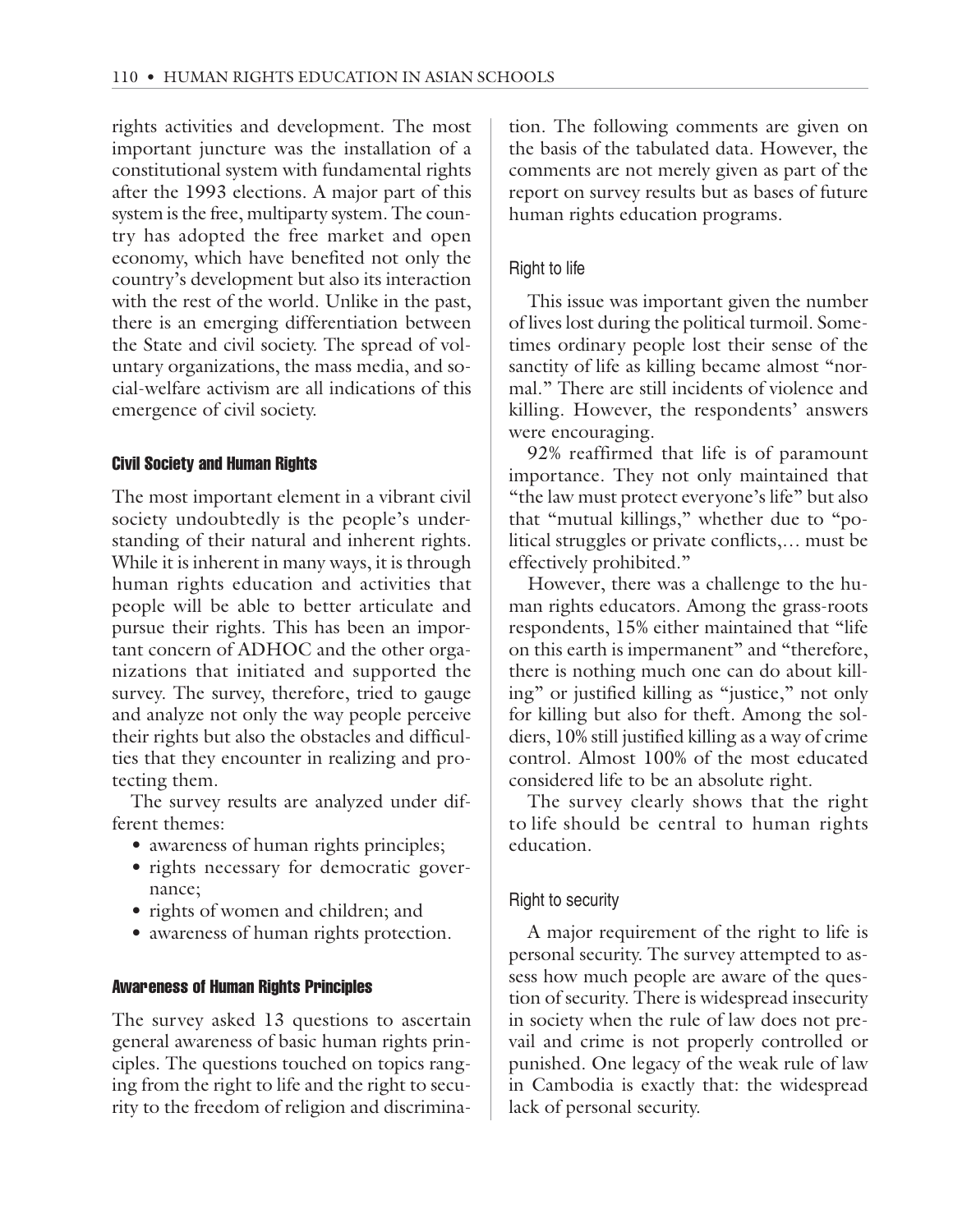rights activities and development. The most important juncture was the installation of a constitutional system with fundamental rights after the 1993 elections. A major part of this system is the free, multiparty system. The country has adopted the free market and open economy, which have benefited not only the country's development but also its interaction with the rest of the world. Unlike in the past, there is an emerging differentiation between the State and civil society. The spread of voluntary organizations, the mass media, and social-welfare activism are all indications of this emergence of civil society.

### Civil Society and Human Rights

The most important element in a vibrant civil society undoubtedly is the people's understanding of their natural and inherent rights. While it is inherent in many ways, it is through human rights education and activities that people will be able to better articulate and pursue their rights. This has been an important concern of ADHOC and the other organizations that initiated and supported the survey. The survey, therefore, tried to gauge and analyze not only the way people perceive their rights but also the obstacles and difficulties that they encounter in realizing and protecting them.

The survey results are analyzed under different themes:

- awareness of human rights principles;
- rights necessary for democratic governance;
- rights of women and children; and
- awareness of human rights protection.

### Awareness of Human Rights Principles

The survey asked 13 questions to ascertain general awareness of basic human rights principles. The questions touched on topics ranging from the right to life and the right to security to the freedom of religion and discrimination. The following comments are given on the basis of the tabulated data. However, the comments are not merely given as part of the report on survey results but as bases of future human rights education programs.

#### Right to life

This issue was important given the number of lives lost during the political turmoil. Sometimes ordinary people lost their sense of the sanctity of life as killing became almost "normal." There are still incidents of violence and killing. However, the respondents' answers were encouraging.

92% reaffirmed that life is of paramount importance. They not only maintained that "the law must protect everyone's life" but also that "mutual killings," whether due to "political struggles or private conflicts,… must be effectively prohibited."

However, there was a challenge to the human rights educators. Among the grass-roots respondents, 15% either maintained that "life on this earth is impermanent" and "therefore, there is nothing much one can do about killing" or justified killing as "justice," not only for killing but also for theft. Among the soldiers, 10% still justified killing as a way of crime control. Almost 100% of the most educated considered life to be an absolute right.

The survey clearly shows that the right to life should be central to human rights education.

#### Right to security

A major requirement of the right to life is personal security. The survey attempted to assess how much people are aware of the question of security. There is widespread insecurity in society when the rule of law does not prevail and crime is not properly controlled or punished. One legacy of the weak rule of law in Cambodia is exactly that: the widespread lack of personal security.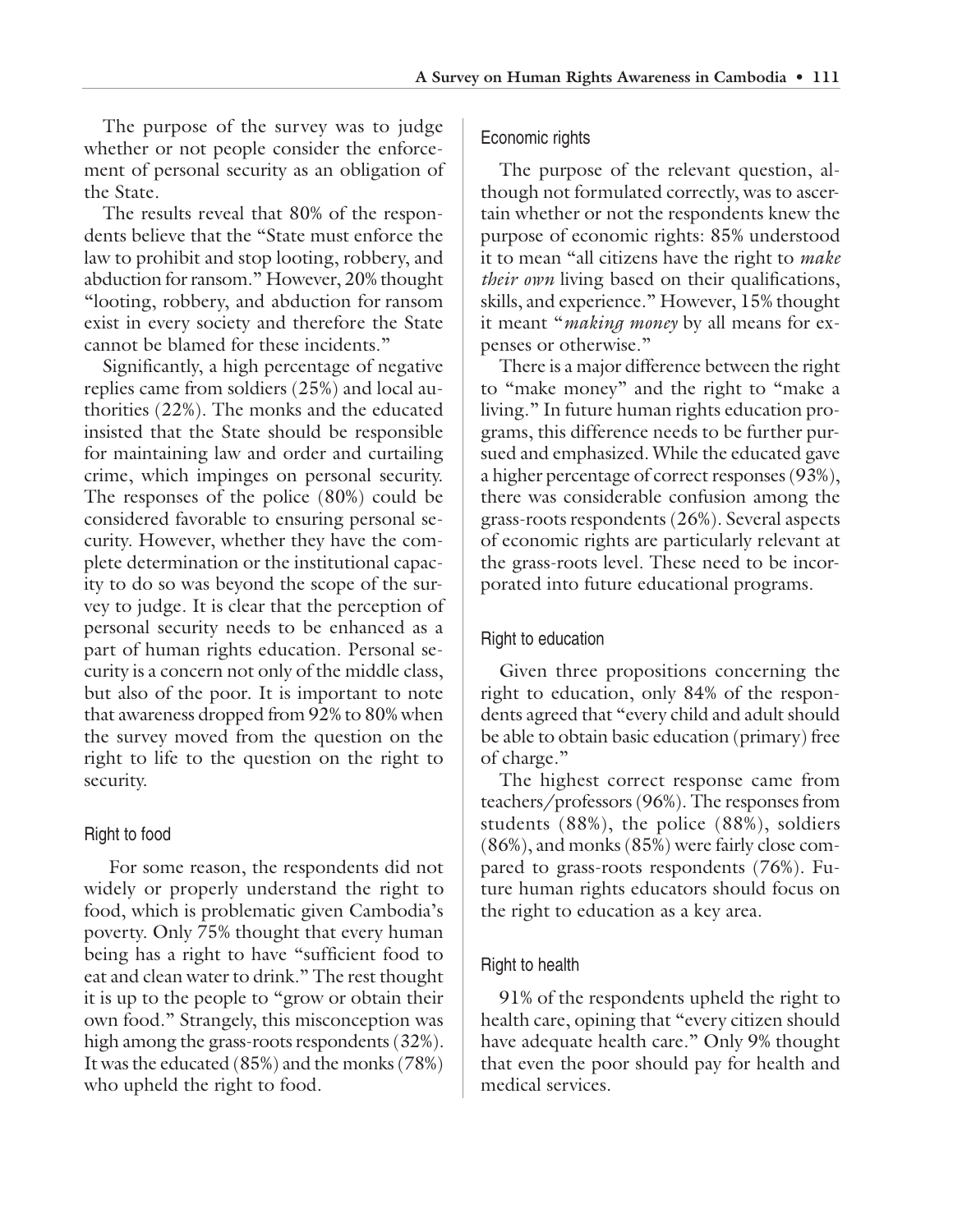The purpose of the survey was to judge whether or not people consider the enforcement of personal security as an obligation of the State.

The results reveal that 80% of the respondents believe that the "State must enforce the law to prohibit and stop looting, robbery, and abduction for ransom." However, 20% thought "looting, robbery, and abduction for ransom exist in every society and therefore the State cannot be blamed for these incidents."

Significantly, a high percentage of negative replies came from soldiers (25%) and local authorities (22%). The monks and the educated insisted that the State should be responsible for maintaining law and order and curtailing crime, which impinges on personal security. The responses of the police (80%) could be considered favorable to ensuring personal security. However, whether they have the complete determination or the institutional capacity to do so was beyond the scope of the survey to judge. It is clear that the perception of personal security needs to be enhanced as a part of human rights education. Personal security is a concern not only of the middle class, but also of the poor. It is important to note that awareness dropped from 92% to 80% when the survey moved from the question on the right to life to the question on the right to security.

### Right to food

For some reason, the respondents did not widely or properly understand the right to food, which is problematic given Cambodia's poverty. Only 75% thought that every human being has a right to have "sufficient food to eat and clean water to drink." The rest thought it is up to the people to "grow or obtain their own food." Strangely, this misconception was high among the grass-roots respondents (32%). It was the educated (85%) and the monks (78%) who upheld the right to food.

### Economic rights

The purpose of the relevant question, although not formulated correctly, was to ascertain whether or not the respondents knew the purpose of economic rights: 85% understood it to mean "all citizens have the right to *make their own* living based on their qualifications, skills, and experience." However, 15% thought it meant "*making money* by all means for expenses or otherwise."

There is a major difference between the right to "make money" and the right to "make a living." In future human rights education programs, this difference needs to be further pursued and emphasized. While the educated gave a higher percentage of correct responses (93%), there was considerable confusion among the grass-roots respondents (26%). Several aspects of economic rights are particularly relevant at the grass-roots level. These need to be incorporated into future educational programs.

### Right to education

Given three propositions concerning the right to education, only 84% of the respondents agreed that "every child and adult should be able to obtain basic education (primary) free of charge."

The highest correct response came from teachers/professors (96%). The responses from students (88%), the police (88%), soldiers (86%), and monks (85%) were fairly close compared to grass-roots respondents (76%). Future human rights educators should focus on the right to education as a key area.

### Right to health

91% of the respondents upheld the right to health care, opining that "every citizen should have adequate health care." Only 9% thought that even the poor should pay for health and medical services.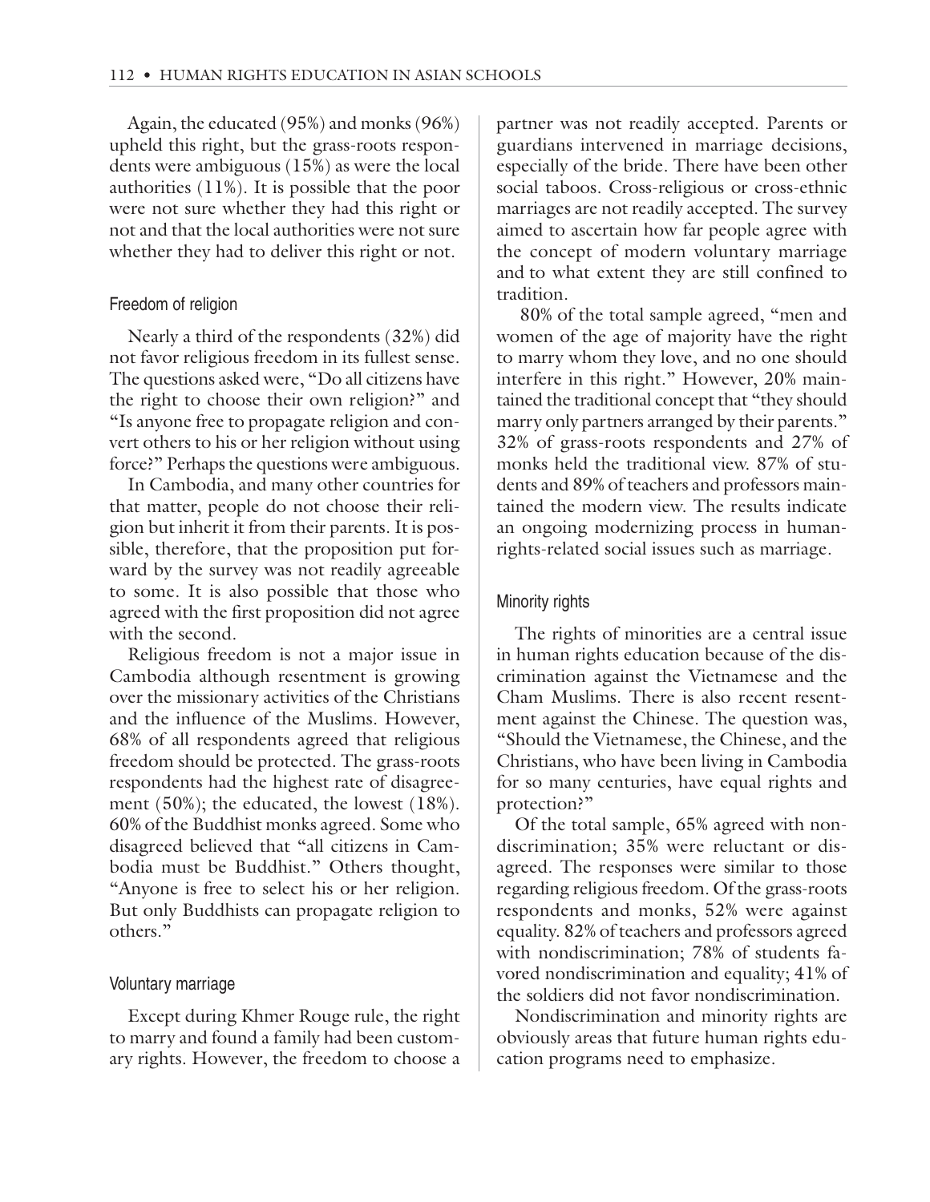Again, the educated (95%) and monks (96%) upheld this right, but the grass-roots respondents were ambiguous (15%) as were the local authorities (11%). It is possible that the poor were not sure whether they had this right or not and that the local authorities were not sure whether they had to deliver this right or not.

### Freedom of religion

Nearly a third of the respondents (32%) did not favor religious freedom in its fullest sense. The questions asked were, "Do all citizens have the right to choose their own religion?" and "Is anyone free to propagate religion and convert others to his or her religion without using force?" Perhaps the questions were ambiguous.

In Cambodia, and many other countries for that matter, people do not choose their religion but inherit it from their parents. It is possible, therefore, that the proposition put forward by the survey was not readily agreeable to some. It is also possible that those who agreed with the first proposition did not agree with the second.

Religious freedom is not a major issue in Cambodia although resentment is growing over the missionary activities of the Christians and the influence of the Muslims. However, 68% of all respondents agreed that religious freedom should be protected. The grass-roots respondents had the highest rate of disagreement (50%); the educated, the lowest (18%). 60% of the Buddhist monks agreed. Some who disagreed believed that "all citizens in Cambodia must be Buddhist." Others thought, "Anyone is free to select his or her religion. But only Buddhists can propagate religion to others."

### Voluntary marriage

Except during Khmer Rouge rule, the right to marry and found a family had been customary rights. However, the freedom to choose a partner was not readily accepted. Parents or guardians intervened in marriage decisions, especially of the bride. There have been other social taboos. Cross-religious or cross-ethnic marriages are not readily accepted. The survey aimed to ascertain how far people agree with the concept of modern voluntary marriage and to what extent they are still confined to tradition.

80% of the total sample agreed, "men and women of the age of majority have the right to marry whom they love, and no one should interfere in this right." However, 20% maintained the traditional concept that "they should marry only partners arranged by their parents." 32% of grass-roots respondents and 27% of monks held the traditional view. 87% of students and 89% of teachers and professors maintained the modern view. The results indicate an ongoing modernizing process in human-rights-related social issues such as marriage.

### Minority rights

The rights of minorities are a central issue in human rights education because of the discrimination against the Vietnamese and the Cham Muslims. There is also recent resentment against the Chinese. The question was, "Should the Vietnamese, the Chinese, and the Christians, who have been living in Cambodia for so many centuries, have equal rights and protection?"

Of the total sample, 65% agreed with nondiscrimination; 35% were reluctant or disagreed. The responses were similar to those regarding religious freedom. Of the grass-roots respondents and monks, 52% were against equality. 82% of teachers and professors agreed with nondiscrimination; 78% of students favored nondiscrimination and equality; 41% of the soldiers did not favor nondiscrimination.

Nondiscrimination and minority rights are obviously areas that future human rights education programs need to emphasize.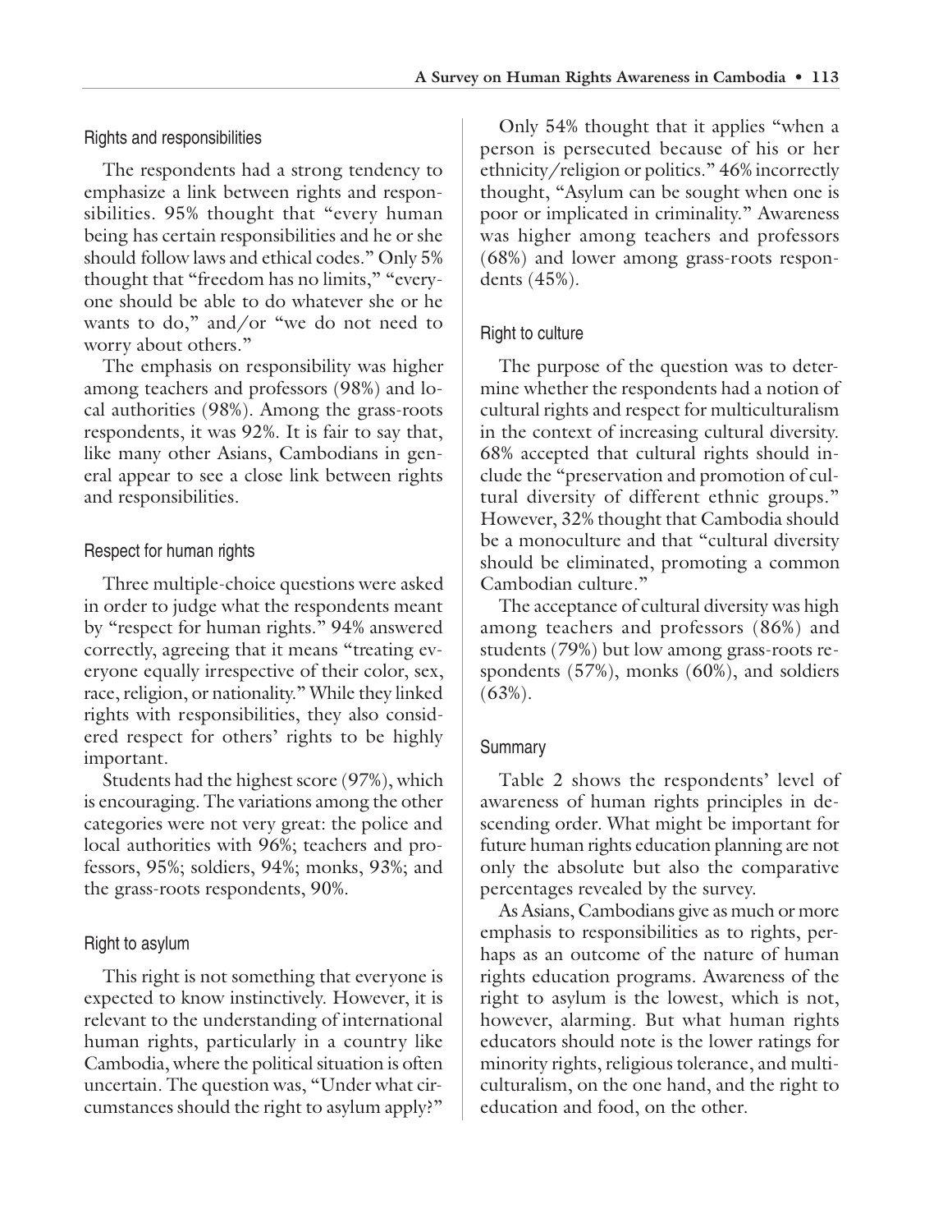### Rights and responsibilities

The respondents had a strong tendency to emphasize a link between rights and responsibilities. 95% thought that "every human being has certain responsibilities and he or she should follow laws and ethical codes." Only 5% thought that "freedom has no limits," "everyone should be able to do whatever she or he wants to do," and/or "we do not need to worry about others."

The emphasis on responsibility was higher among teachers and professors (98%) and local authorities (98%). Among the grass-roots respondents, it was 92%. It is fair to say that, like many other Asians, Cambodians in general appear to see a close link between rights and responsibilities.

### Respect for human rights

Three multiple-choice questions were asked in order to judge what the respondents meant by "respect for human rights." 94% answered correctly, agreeing that it means "treating everyone equally irrespective of their color, sex, race, religion, or nationality." While they linked rights with responsibilities, they also considered respect for others' rights to be highly important.

Students had the highest score (97%), which is encouraging. The variations among the other categories were not very great: the police and local authorities with 96%; teachers and professors, 95%; soldiers, 94%; monks, 93%; and the grass-roots respondents, 90%.

### Right to asylum

This right is not something that everyone is expected to know instinctively. However, it is relevant to the understanding of international human rights, particularly in a country like Cambodia, where the political situation is often uncertain. The question was, "Under what circumstances should the right to asylum apply?" Only 54% thought that it applies "when a person is persecuted because of his or her ethnicity/religion or politics." 46% incorrectly thought, "Asylum can be sought when one is poor or implicated in criminality." Awareness was higher among teachers and professors (68%) and lower among grass-roots respondents (45%).

### Right to culture

The purpose of the question was to determine whether the respondents had a notion of cultural rights and respect for multiculturalism in the context of increasing cultural diversity. 68% accepted that cultural rights should include the "preservation and promotion of cultural diversity of different ethnic groups." However, 32% thought that Cambodia should be a monoculture and that "cultural diversity should be eliminated, promoting a common Cambodian culture."

The acceptance of cultural diversity was high among teachers and professors (86%) and students (79%) but low among grass-roots respondents (57%), monks (60%), and soldiers (63%).

### Summary

Table 2 shows the respondents' level of awareness of human rights principles in descending order. What might be important for future human rights education planning are not only the absolute but also the comparative percentages revealed by the survey.

As Asians, Cambodians give as much or more emphasis to responsibilities as to rights, perhaps as an outcome of the nature of human rights education programs. Awareness of the right to asylum is the lowest, which is not, however, alarming. But what human rights educators should note is the lower ratings for minority rights, religious tolerance, and multiculturalism, on the one hand, and the right to education and food, on the other.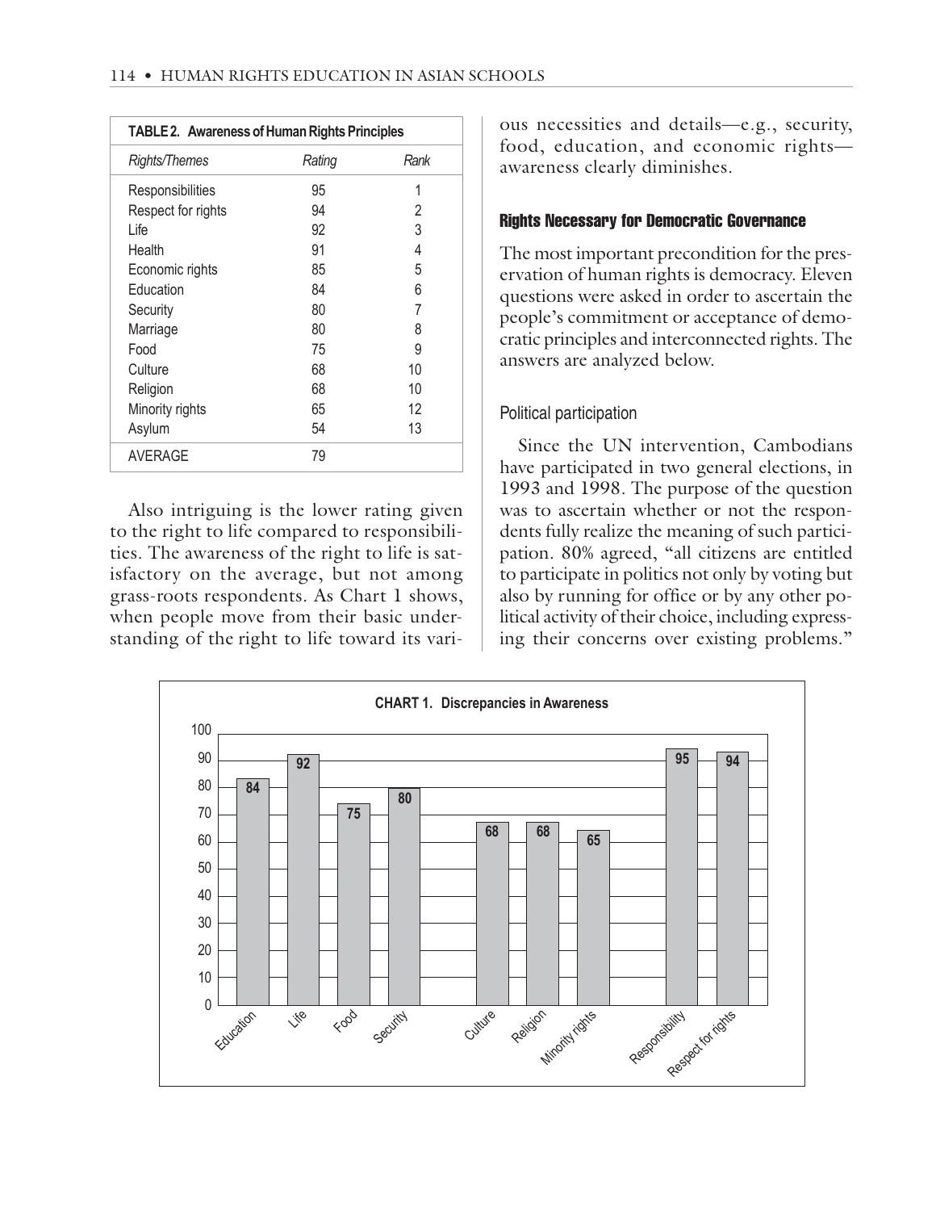**TABLE 2. Awareness of Human Rights Principles**

| *Rights/Themes* | *Rating* | *Rank* |
|---|---|---|
| Responsibilities | 95 | 1 |
| Respect for rights | 94 | 2 |
| Life | 92 | 3 |
| Health | 91 | 4 |
| Economic rights | 85 | 5 |
| Education | 84 | 6 |
| Security | 80 | 7 |
| Marriage | 80 | 8 |
| Food | 75 | 9 |
| Culture | 68 | 10 |
| Religion | 68 | 10 |
| Minority rights | 65 | 12 |
| Asylum | 54 | 13 |
| AVERAGE | 79 | |

Also intriguing is the lower rating given to the right to life compared to responsibilities. The awareness of the right to life is satisfactory on the average, but not among grass-roots respondents. As Chart 1 shows, when people move from their basic understanding of the right to life toward its various necessities and details—e.g., security, food, education, and economic rights—awareness clearly diminishes.

### Rights Necessary for Democratic Governance

The most important precondition for the preservation of human rights is democracy. Eleven questions were asked in order to ascertain the people's commitment or acceptance of democratic principles and interconnected rights. The answers are analyzed below.

#### Political participation

Since the UN intervention, Cambodians have participated in two general elections, in 1993 and 1998. The purpose of the question was to ascertain whether or not the respondents fully realize the meaning of such participation. 80% agreed, "all citizens are entitled to participate in politics not only by voting but also by running for office or by any other political activity of their choice, including expressing their concerns over existing problems."

**CHART 1. Discrepancies in Awareness**

| Rights | Rating |
|---|---|
| Education | 84 |
| Life | 92 |
| Food | 75 |
| Security | 80 |
| Culture | 68 |
| Religion | 68 |
| Minority rights | 65 |
| Responsibility | 95 |
| Respect for rights | 94 |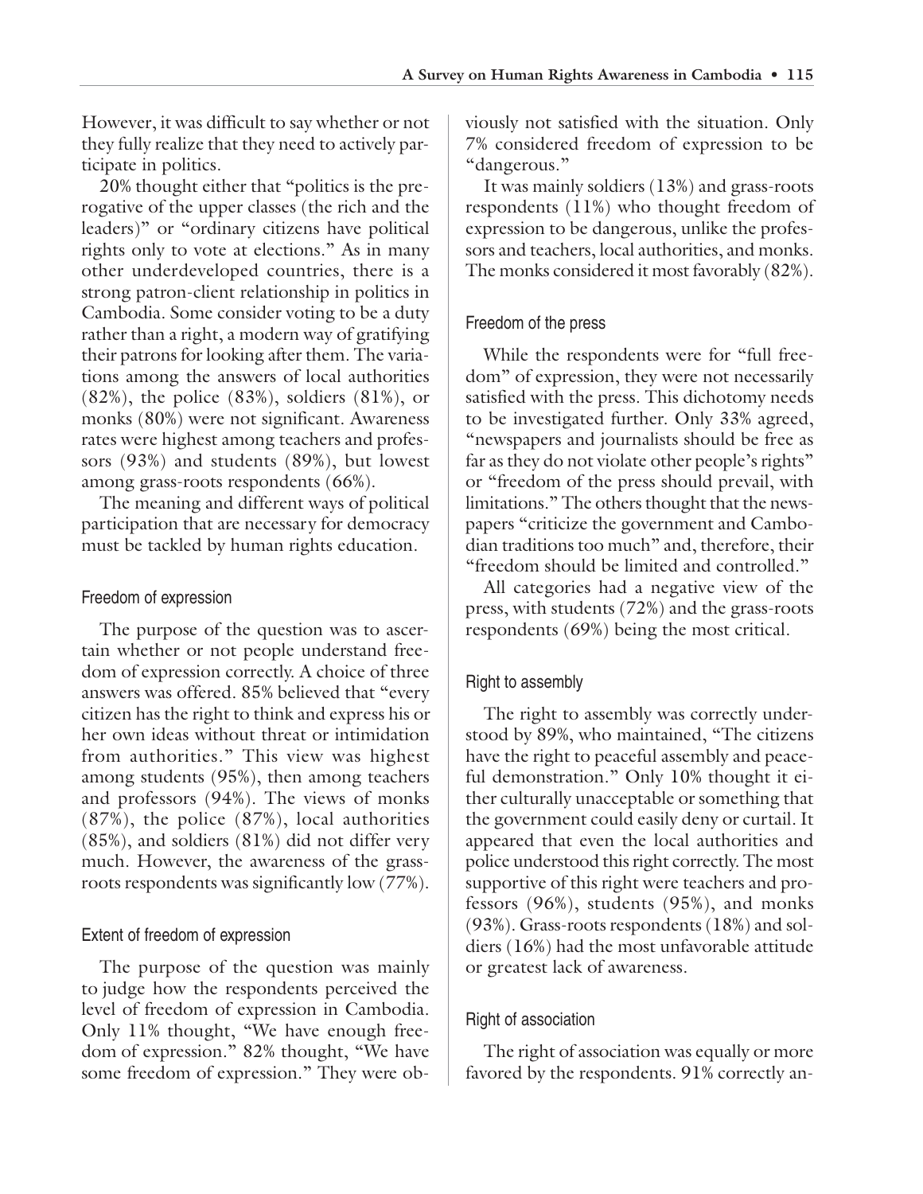However, it was difficult to say whether or not they fully realize that they need to actively participate in politics.

20% thought either that "politics is the prerogative of the upper classes (the rich and the leaders)" or "ordinary citizens have political rights only to vote at elections." As in many other underdeveloped countries, there is a strong patron-client relationship in politics in Cambodia. Some consider voting to be a duty rather than a right, a modern way of gratifying their patrons for looking after them. The variations among the answers of local authorities (82%), the police (83%), soldiers (81%), or monks (80%) were not significant. Awareness rates were highest among teachers and professors (93%) and students (89%), but lowest among grass-roots respondents (66%).

The meaning and different ways of political participation that are necessary for democracy must be tackled by human rights education.

### Freedom of expression

The purpose of the question was to ascertain whether or not people understand freedom of expression correctly. A choice of three answers was offered. 85% believed that "every citizen has the right to think and express his or her own ideas without threat or intimidation from authorities." This view was highest among students (95%), then among teachers and professors (94%). The views of monks (87%), the police (87%), local authorities (85%), and soldiers (81%) did not differ very much. However, the awareness of the grass-roots respondents was significantly low (77%).

### Extent of freedom of expression

The purpose of the question was mainly to judge how the respondents perceived the level of freedom of expression in Cambodia. Only 11% thought, "We have enough freedom of expression." 82% thought, "We have some freedom of expression." They were obviously not satisfied with the situation. Only 7% considered freedom of expression to be "dangerous."

It was mainly soldiers (13%) and grass-roots respondents (11%) who thought freedom of expression to be dangerous, unlike the professors and teachers, local authorities, and monks. The monks considered it most favorably (82%).

### Freedom of the press

While the respondents were for "full freedom" of expression, they were not necessarily satisfied with the press. This dichotomy needs to be investigated further. Only 33% agreed, "newspapers and journalists should be free as far as they do not violate other people's rights" or "freedom of the press should prevail, with limitations." The others thought that the newspapers "criticize the government and Cambodian traditions too much" and, therefore, their "freedom should be limited and controlled."

All categories had a negative view of the press, with students (72%) and the grass-roots respondents (69%) being the most critical.

### Right to assembly

The right to assembly was correctly understood by 89%, who maintained, "The citizens have the right to peaceful assembly and peaceful demonstration." Only 10% thought it either culturally unacceptable or something that the government could easily deny or curtail. It appeared that even the local authorities and police understood this right correctly. The most supportive of this right were teachers and professors (96%), students (95%), and monks (93%). Grass-roots respondents (18%) and soldiers (16%) had the most unfavorable attitude or greatest lack of awareness.

### Right of association

The right of association was equally or more favored by the respondents. 91% correctly an-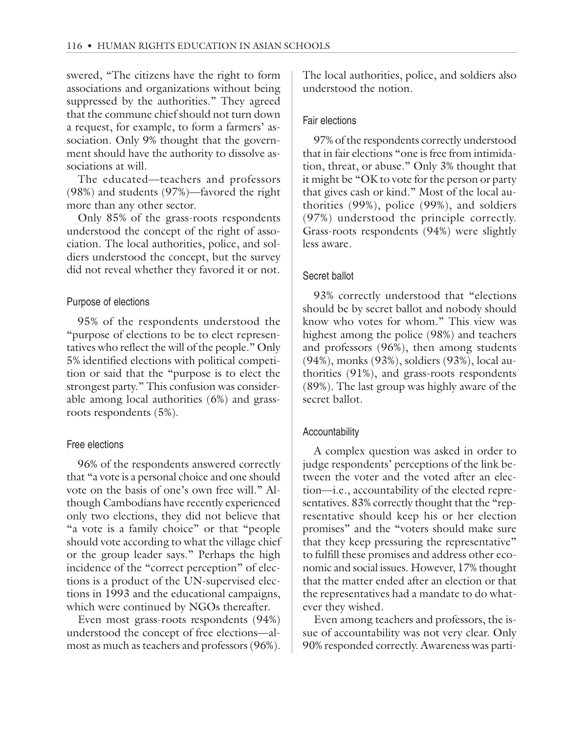swered, "The citizens have the right to form associations and organizations without being suppressed by the authorities." They agreed that the commune chief should not turn down a request, for example, to form a farmers' association. Only 9% thought that the government should have the authority to dissolve associations at will.

The educated—teachers and professors (98%) and students (97%)—favored the right more than any other sector.

Only 85% of the grass-roots respondents understood the concept of the right of association. The local authorities, police, and soldiers understood the concept, but the survey did not reveal whether they favored it or not.

### Purpose of elections

95% of the respondents understood the "purpose of elections to be to elect representatives who reflect the will of the people." Only 5% identified elections with political competition or said that the "purpose is to elect the strongest party." This confusion was considerable among local authorities (6%) and grass-roots respondents (5%).

### Free elections

96% of the respondents answered correctly that "a vote is a personal choice and one should vote on the basis of one's own free will." Although Cambodians have recently experienced only two elections, they did not believe that "a vote is a family choice" or that "people should vote according to what the village chief or the group leader says." Perhaps the high incidence of the "correct perception" of elections is a product of the UN-supervised elections in 1993 and the educational campaigns, which were continued by NGOs thereafter.

Even most grass-roots respondents (94%) understood the concept of free elections—almost as much as teachers and professors (96%). The local authorities, police, and soldiers also understood the notion.

### Fair elections

97% of the respondents correctly understood that in fair elections "one is free from intimidation, threat, or abuse." Only 3% thought that it might be "OK to vote for the person or party that gives cash or kind." Most of the local authorities (99%), police (99%), and soldiers (97%) understood the principle correctly. Grass-roots respondents (94%) were slightly less aware.

### Secret ballot

93% correctly understood that "elections should be by secret ballot and nobody should know who votes for whom." This view was highest among the police (98%) and teachers and professors (96%), then among students (94%), monks (93%), soldiers (93%), local authorities (91%), and grass-roots respondents (89%). The last group was highly aware of the secret ballot.

### Accountability

A complex question was asked in order to judge respondents' perceptions of the link between the voter and the voted after an election—i.e., accountability of the elected representatives. 83% correctly thought that the "representative should keep his or her election promises" and the "voters should make sure that they keep pressuring the representative" to fulfill these promises and address other economic and social issues. However, 17% thought that the matter ended after an election or that the representatives had a mandate to do whatever they wished.

Even among teachers and professors, the issue of accountability was not very clear. Only 90% responded correctly. Awareness was parti-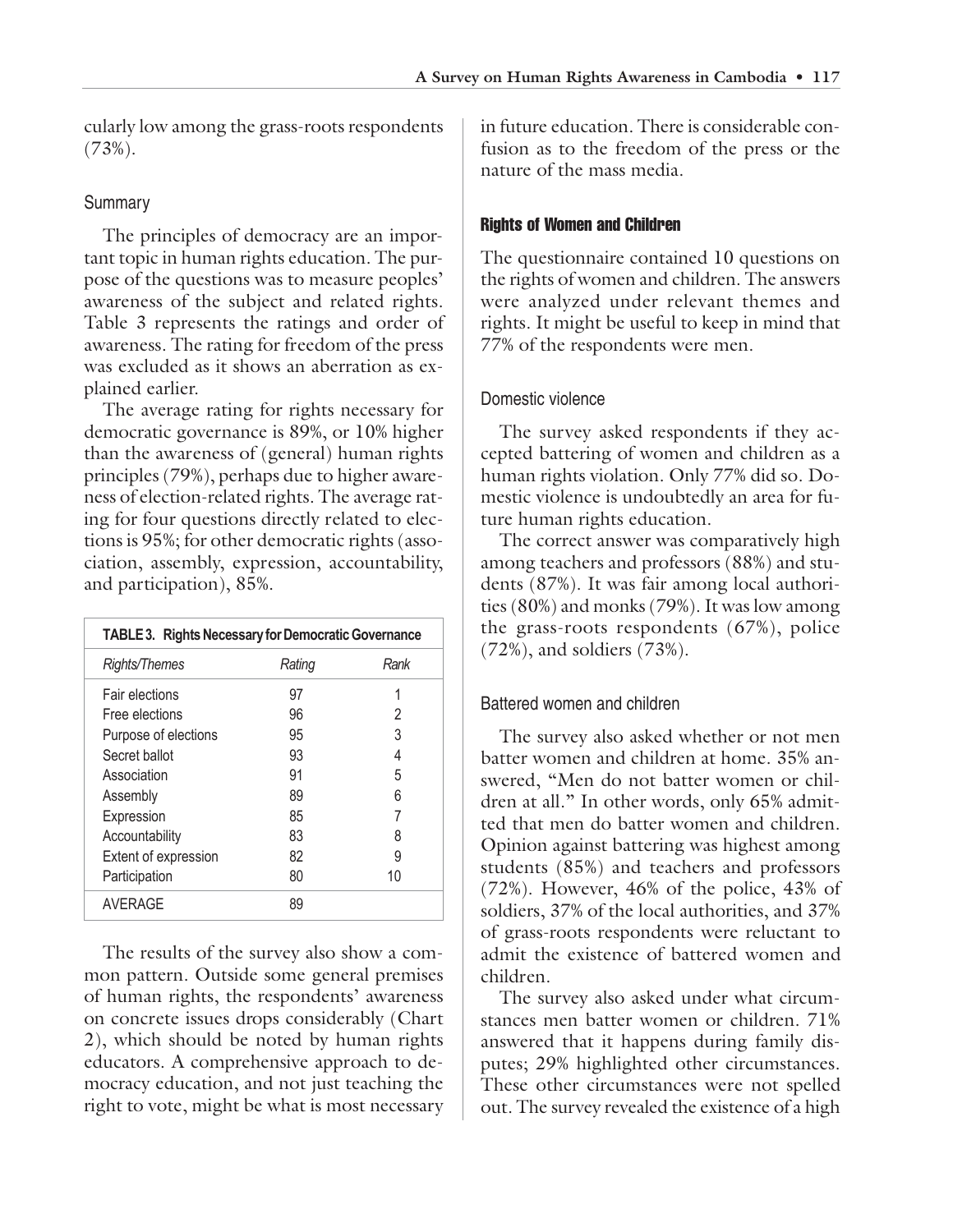cularly low among the grass-roots respondents (73%).

### Summary

The principles of democracy are an important topic in human rights education. The purpose of the questions was to measure peoples' awareness of the subject and related rights. Table 3 represents the ratings and order of awareness. The rating for freedom of the press was excluded as it shows an aberration as explained earlier.

The average rating for rights necessary for democratic governance is 89%, or 10% higher than the awareness of (general) human rights principles (79%), perhaps due to higher awareness of election-related rights. The average rating for four questions directly related to elections is 95%; for other democratic rights (association, assembly, expression, accountability, and participation), 85%.

**TABLE 3. Rights Necessary for Democratic Governance**

| *Rights/Themes* | *Rating* | *Rank* |
|---|---|---|
| Fair elections | 97 | 1 |
| Free elections | 96 | 2 |
| Purpose of elections | 95 | 3 |
| Secret ballot | 93 | 4 |
| Association | 91 | 5 |
| Assembly | 89 | 6 |
| Expression | 85 | 7 |
| Accountability | 83 | 8 |
| Extent of expression | 82 | 9 |
| Participation | 80 | 10 |
| AVERAGE | 89 | |

The results of the survey also show a common pattern. Outside some general premises of human rights, the respondents' awareness on concrete issues drops considerably (Chart 2), which should be noted by human rights educators. A comprehensive approach to democracy education, and not just teaching the right to vote, might be what is most necessary in future education. There is considerable confusion as to the freedom of the press or the nature of the mass media.

## Rights of Women and Children

The questionnaire contained 10 questions on the rights of women and children. The answers were analyzed under relevant themes and rights. It might be useful to keep in mind that 77% of the respondents were men.

### Domestic violence

The survey asked respondents if they accepted battering of women and children as a human rights violation. Only 77% did so. Domestic violence is undoubtedly an area for future human rights education.

The correct answer was comparatively high among teachers and professors (88%) and students (87%). It was fair among local authorities (80%) and monks (79%). It was low among the grass-roots respondents (67%), police (72%), and soldiers (73%).

### Battered women and children

The survey also asked whether or not men batter women and children at home. 35% answered, "Men do not batter women or children at all." In other words, only 65% admitted that men do batter women and children. Opinion against battering was highest among students (85%) and teachers and professors (72%). However, 46% of the police, 43% of soldiers, 37% of the local authorities, and 37% of grass-roots respondents were reluctant to admit the existence of battered women and children.

The survey also asked under what circumstances men batter women or children. 71% answered that it happens during family disputes; 29% highlighted other circumstances. These other circumstances were not spelled out. The survey revealed the existence of a high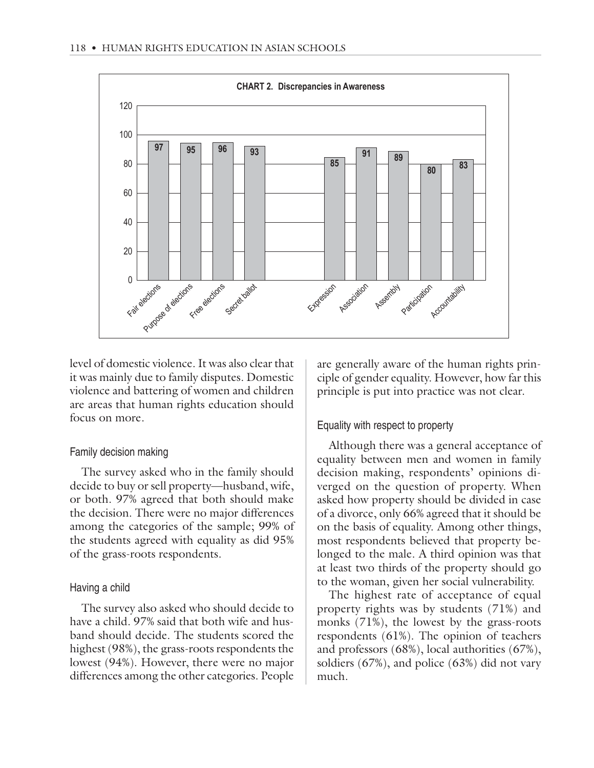**CHART 2. Discrepancies in Awareness**

| Category | Value |
|---|---|
| Fair elections | 97 |
| Purpose of elections | 95 |
| Free elections | 96 |
| Secret ballot | 93 |
| Expression | 85 |
| Association | 91 |
| Assembly | 89 |
| Participation | 80 |
| Accountability | 83 |

level of domestic violence. It was also clear that it was mainly due to family disputes. Domestic violence and battering of women and children are areas that human rights education should focus on more.

### Family decision making

The survey asked who in the family should decide to buy or sell property—husband, wife, or both. 97% agreed that both should make the decision. There were no major differences among the categories of the sample; 99% of the students agreed with equality as did 95% of the grass-roots respondents.

### Having a child

The survey also asked who should decide to have a child. 97% said that both wife and husband should decide. The students scored the highest (98%), the grass-roots respondents the lowest (94%). However, there were no major differences among the other categories. People are generally aware of the human rights principle of gender equality. However, how far this principle is put into practice was not clear.

### Equality with respect to property

Although there was a general acceptance of equality between men and women in family decision making, respondents' opinions diverged on the question of property. When asked how property should be divided in case of a divorce, only 66% agreed that it should be on the basis of equality. Among other things, most respondents believed that property belonged to the male. A third opinion was that at least two thirds of the property should go to the woman, given her social vulnerability.

The highest rate of acceptance of equal property rights was by students (71%) and monks (71%), the lowest by the grass-roots respondents (61%). The opinion of teachers and professors (68%), local authorities (67%), soldiers (67%), and police (63%) did not vary much.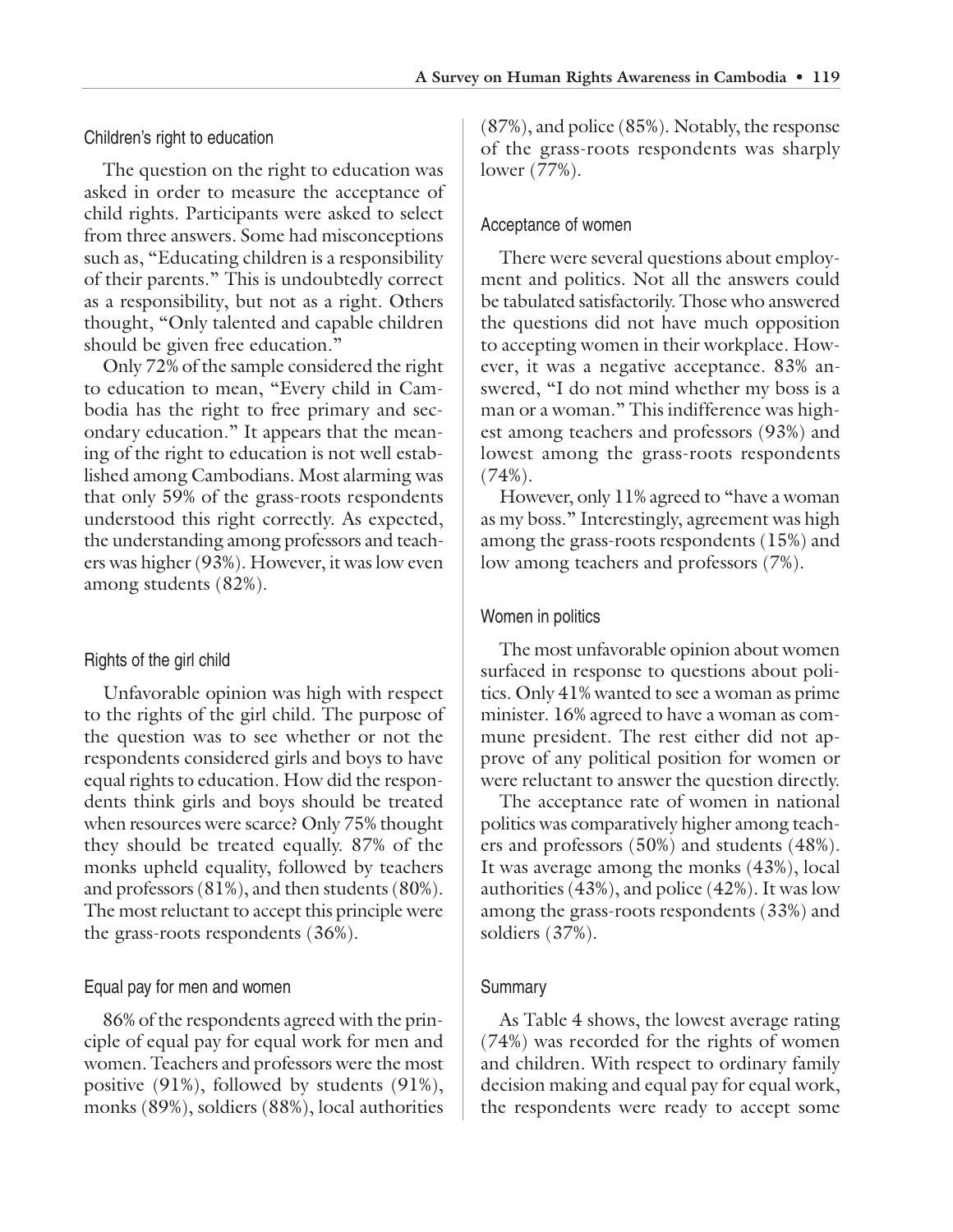### Children's right to education

The question on the right to education was asked in order to measure the acceptance of child rights. Participants were asked to select from three answers. Some had misconceptions such as, "Educating children is a responsibility of their parents." This is undoubtedly correct as a responsibility, but not as a right. Others thought, "Only talented and capable children should be given free education."

Only 72% of the sample considered the right to education to mean, "Every child in Cambodia has the right to free primary and secondary education." It appears that the meaning of the right to education is not well established among Cambodians. Most alarming was that only 59% of the grass-roots respondents understood this right correctly. As expected, the understanding among professors and teachers was higher (93%). However, it was low even among students (82%).

### Rights of the girl child

Unfavorable opinion was high with respect to the rights of the girl child. The purpose of the question was to see whether or not the respondents considered girls and boys to have equal rights to education. How did the respondents think girls and boys should be treated when resources were scarce? Only 75% thought they should be treated equally. 87% of the monks upheld equality, followed by teachers and professors (81%), and then students (80%). The most reluctant to accept this principle were the grass-roots respondents (36%).

### Equal pay for men and women

86% of the respondents agreed with the principle of equal pay for equal work for men and women. Teachers and professors were the most positive (91%), followed by students (91%), monks (89%), soldiers (88%), local authorities (87%), and police (85%). Notably, the response of the grass-roots respondents was sharply lower (77%).

### Acceptance of women

There were several questions about employment and politics. Not all the answers could be tabulated satisfactorily. Those who answered the questions did not have much opposition to accepting women in their workplace. However, it was a negative acceptance. 83% answered, "I do not mind whether my boss is a man or a woman." This indifference was highest among teachers and professors (93%) and lowest among the grass-roots respondents (74%).

However, only 11% agreed to "have a woman as my boss." Interestingly, agreement was high among the grass-roots respondents (15%) and low among teachers and professors (7%).

### Women in politics

The most unfavorable opinion about women surfaced in response to questions about politics. Only 41% wanted to see a woman as prime minister. 16% agreed to have a woman as commune president. The rest either did not approve of any political position for women or were reluctant to answer the question directly.

The acceptance rate of women in national politics was comparatively higher among teachers and professors (50%) and students (48%). It was average among the monks (43%), local authorities (43%), and police (42%). It was low among the grass-roots respondents (33%) and soldiers (37%).

### Summary

As Table 4 shows, the lowest average rating (74%) was recorded for the rights of women and children. With respect to ordinary family decision making and equal pay for equal work, the respondents were ready to accept some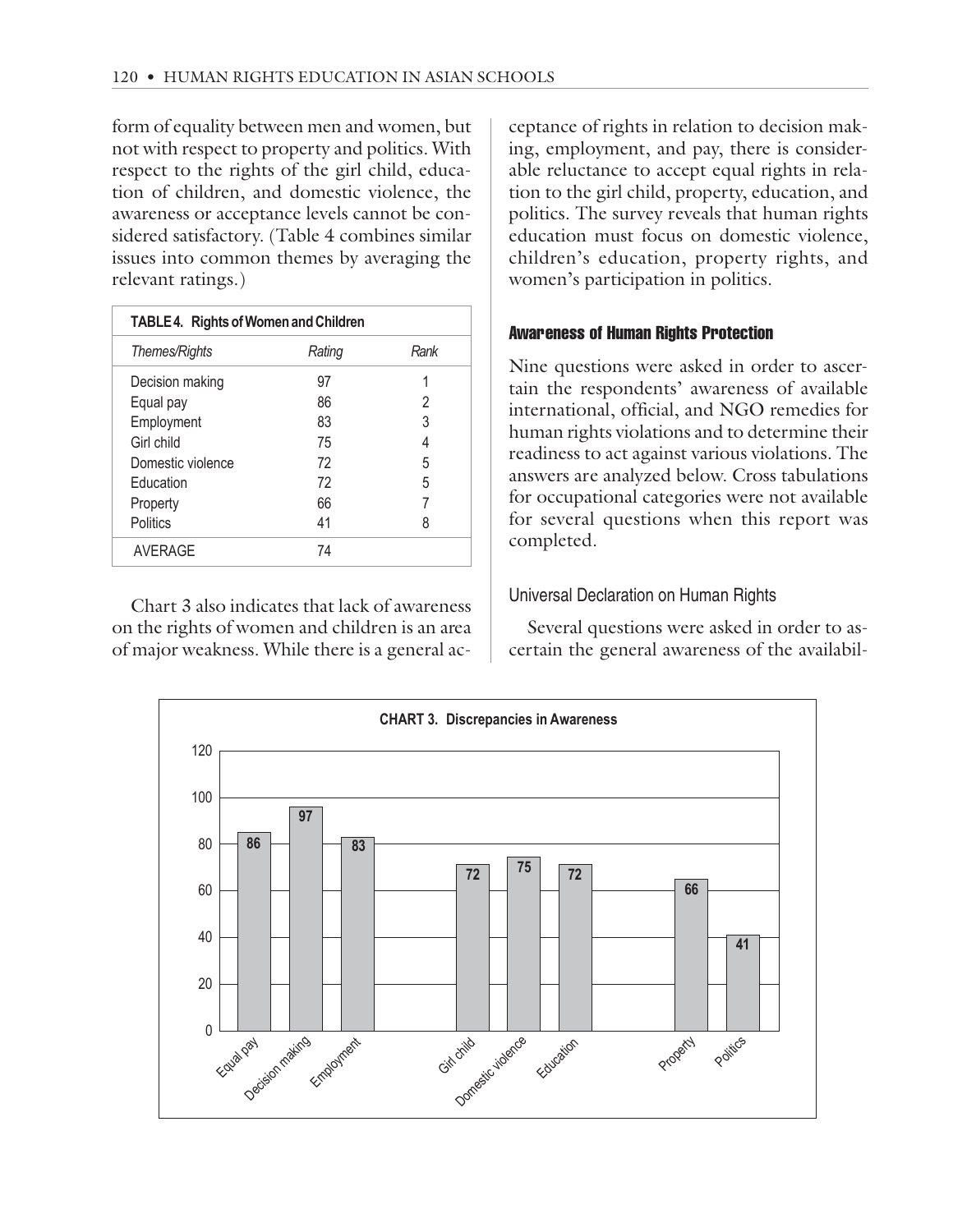form of equality between men and women, but not with respect to property and politics. With respect to the rights of the girl child, education of children, and domestic violence, the awareness or acceptance levels cannot be considered satisfactory. (Table 4 combines similar issues into common themes by averaging the relevant ratings.)

**TABLE 4. Rights of Women and Children**

| *Themes/Rights* | *Rating* | *Rank* |
|---|---|---|
| Decision making | 97 | 1 |
| Equal pay | 86 | 2 |
| Employment | 83 | 3 |
| Girl child | 75 | 4 |
| Domestic violence | 72 | 5 |
| Education | 72 | 5 |
| Property | 66 | 7 |
| Politics | 41 | 8 |
| AVERAGE | 74 | |

Chart 3 also indicates that lack of awareness on the rights of women and children is an area of major weakness. While there is a general acceptance of rights in relation to decision making, employment, and pay, there is considerable reluctance to accept equal rights in relation to the girl child, property, education, and politics. The survey reveals that human rights education must focus on domestic violence, children's education, property rights, and women's participation in politics.

### Awareness of Human Rights Protection

Nine questions were asked in order to ascertain the respondents' awareness of available international, official, and NGO remedies for human rights violations and to determine their readiness to act against various violations. The answers are analyzed below. Cross tabulations for occupational categories were not available for several questions when this report was completed.

#### Universal Declaration on Human Rights

Several questions were asked in order to ascertain the general awareness of the availabil-

**CHART 3. Discrepancies in Awareness**

| Equal pay | Decision making | Employment | Girl child | Domestic violence | Education | Property | Politics |
|---|---|---|---|---|---|---|---|
| 86 | 97 | 83 | 72 | 75 | 72 | 66 | 41 |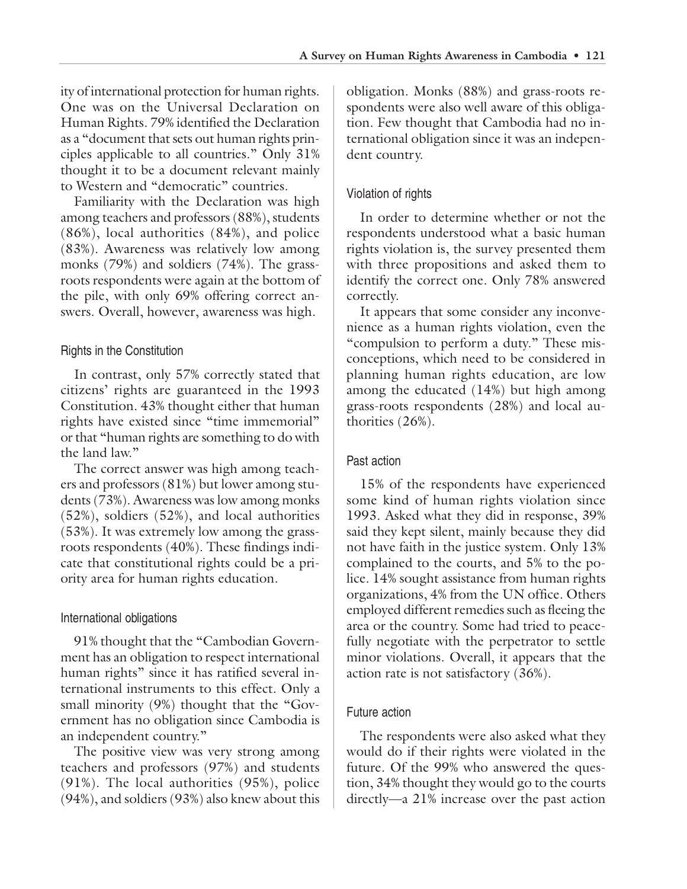ity of international protection for human rights. One was on the Universal Declaration on Human Rights. 79% identified the Declaration as a "document that sets out human rights principles applicable to all countries." Only 31% thought it to be a document relevant mainly to Western and "democratic" countries.

Familiarity with the Declaration was high among teachers and professors (88%), students (86%), local authorities (84%), and police (83%). Awareness was relatively low among monks (79%) and soldiers (74%). The grass-roots respondents were again at the bottom of the pile, with only 69% offering correct answers. Overall, however, awareness was high.

### Rights in the Constitution

In contrast, only 57% correctly stated that citizens' rights are guaranteed in the 1993 Constitution. 43% thought either that human rights have existed since "time immemorial" or that "human rights are something to do with the land law."

The correct answer was high among teachers and professors (81%) but lower among students (73%). Awareness was low among monks (52%), soldiers (52%), and local authorities (53%). It was extremely low among the grass-roots respondents (40%). These findings indicate that constitutional rights could be a priority area for human rights education.

### International obligations

91% thought that the "Cambodian Government has an obligation to respect international human rights" since it has ratified several international instruments to this effect. Only a small minority (9%) thought that the "Government has no obligation since Cambodia is an independent country."

The positive view was very strong among teachers and professors (97%) and students (91%). The local authorities (95%), police (94%), and soldiers (93%) also knew about this obligation. Monks (88%) and grass-roots respondents were also well aware of this obligation. Few thought that Cambodia had no international obligation since it was an independent country.

### Violation of rights

In order to determine whether or not the respondents understood what a basic human rights violation is, the survey presented them with three propositions and asked them to identify the correct one. Only 78% answered correctly.

It appears that some consider any inconvenience as a human rights violation, even the "compulsion to perform a duty." These misconceptions, which need to be considered in planning human rights education, are low among the educated (14%) but high among grass-roots respondents (28%) and local authorities (26%).

### Past action

15% of the respondents have experienced some kind of human rights violation since 1993. Asked what they did in response, 39% said they kept silent, mainly because they did not have faith in the justice system. Only 13% complained to the courts, and 5% to the police. 14% sought assistance from human rights organizations, 4% from the UN office. Others employed different remedies such as fleeing the area or the country. Some had tried to peacefully negotiate with the perpetrator to settle minor violations. Overall, it appears that the action rate is not satisfactory (36%).

### Future action

The respondents were also asked what they would do if their rights were violated in the future. Of the 99% who answered the question, 34% thought they would go to the courts directly—a 21% increase over the past action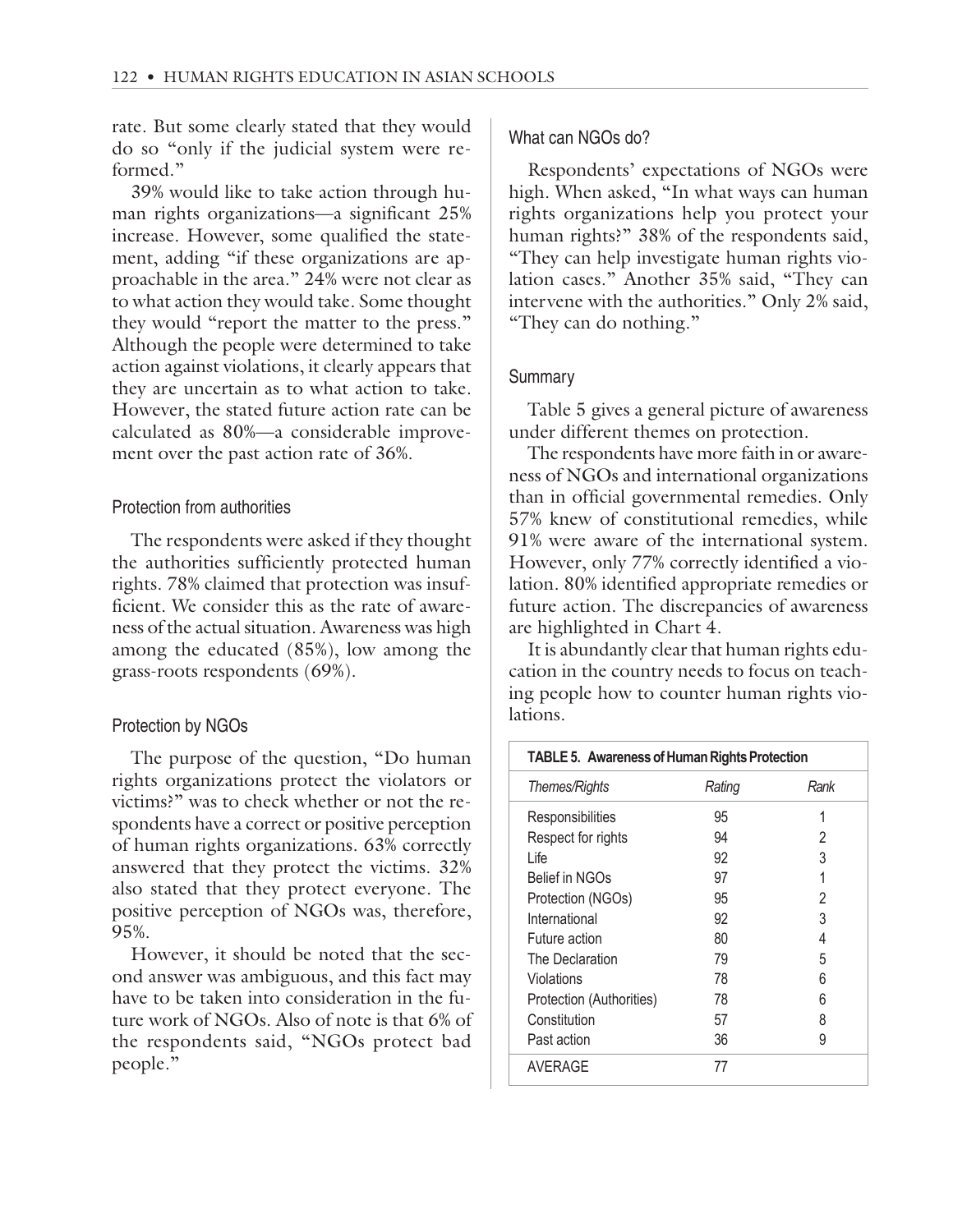rate. But some clearly stated that they would do so "only if the judicial system were reformed."

39% would like to take action through human rights organizations—a significant 25% increase. However, some qualified the statement, adding "if these organizations are approachable in the area." 24% were not clear as to what action they would take. Some thought they would "report the matter to the press." Although the people were determined to take action against violations, it clearly appears that they are uncertain as to what action to take. However, the stated future action rate can be calculated as 80%—a considerable improvement over the past action rate of 36%.

### Protection from authorities

The respondents were asked if they thought the authorities sufficiently protected human rights. 78% claimed that protection was insufficient. We consider this as the rate of awareness of the actual situation. Awareness was high among the educated (85%), low among the grass-roots respondents (69%).

### Protection by NGOs

The purpose of the question, "Do human rights organizations protect the violators or victims?" was to check whether or not the respondents have a correct or positive perception of human rights organizations. 63% correctly answered that they protect the victims. 32% also stated that they protect everyone. The positive perception of NGOs was, therefore, 95%.

However, it should be noted that the second answer was ambiguous, and this fact may have to be taken into consideration in the future work of NGOs. Also of note is that 6% of the respondents said, "NGOs protect bad people."

### What can NGOs do?

Respondents' expectations of NGOs were high. When asked, "In what ways can human rights organizations help you protect your human rights?" 38% of the respondents said, "They can help investigate human rights violation cases." Another 35% said, "They can intervene with the authorities." Only 2% said, "They can do nothing."

### Summary

Table 5 gives a general picture of awareness under different themes on protection.

The respondents have more faith in or awareness of NGOs and international organizations than in official governmental remedies. Only 57% knew of constitutional remedies, while 91% were aware of the international system. However, only 77% correctly identified a violation. 80% identified appropriate remedies or future action. The discrepancies of awareness are highlighted in Chart 4.

It is abundantly clear that human rights education in the country needs to focus on teaching people how to counter human rights violations.

**TABLE 5. Awareness of Human Rights Protection**

| *Themes/Rights* | *Rating* | *Rank* |
|---|---|---|
| Responsibilities | 95 | 1 |
| Respect for rights | 94 | 2 |
| Life | 92 | 3 |
| Belief in NGOs | 97 | 1 |
| Protection (NGOs) | 95 | 2 |
| International | 92 | 3 |
| Future action | 80 | 4 |
| The Declaration | 79 | 5 |
| Violations | 78 | 6 |
| Protection (Authorities) | 78 | 6 |
| Constitution | 57 | 8 |
| Past action | 36 | 9 |
| AVERAGE | 77 | |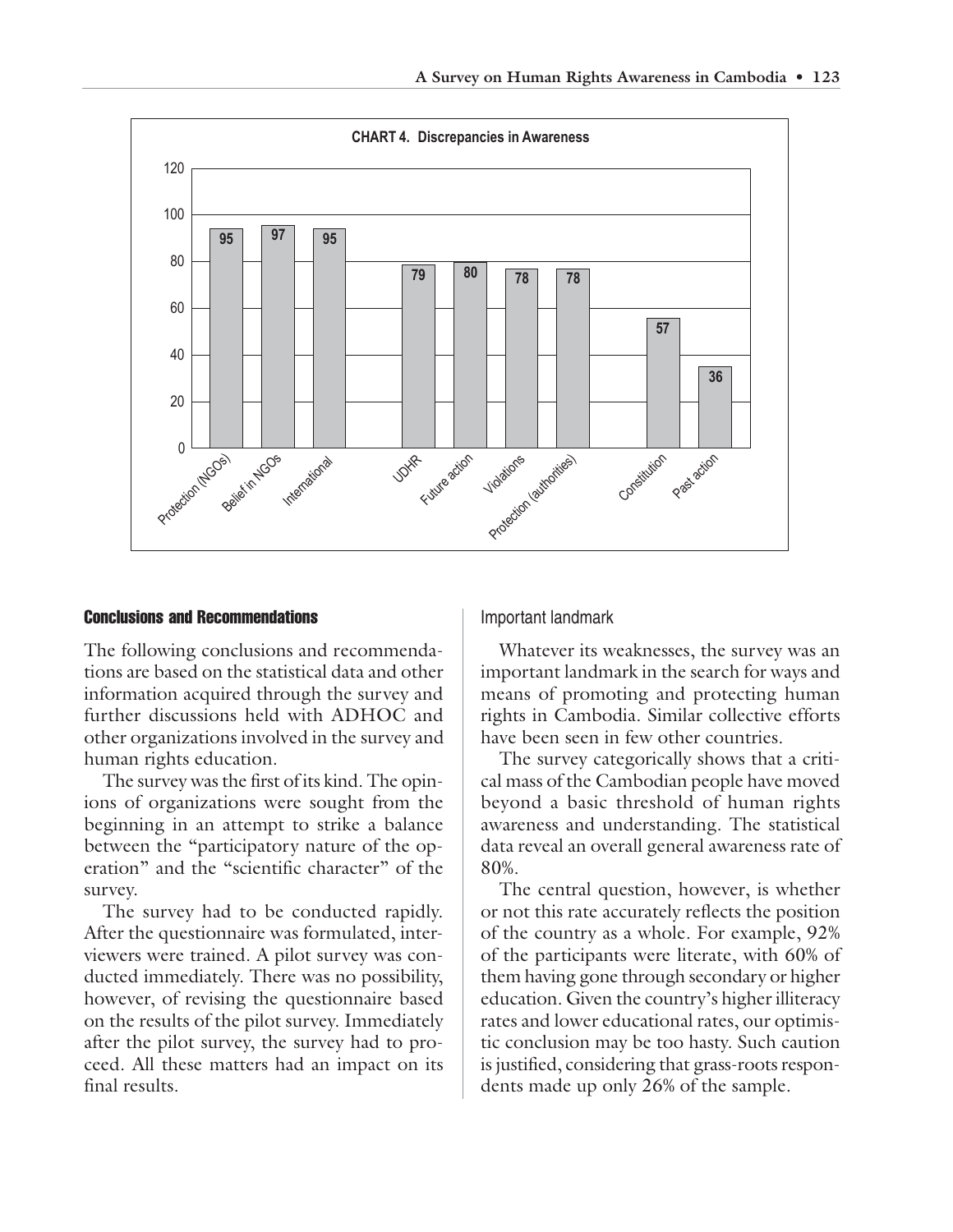**CHART 4. Discrepancies in Awareness**

| Category | Value |
| --- | --- |
| Protection (NGOs) | 95 |
| Belief in NGOs | 97 |
| International | 95 |
| UDHR | 79 |
| Future action | 80 |
| Violations | 78 |
| Protection (authorities) | 78 |
| Constitution | 57 |
| Past action | 36 |

## Conclusions and Recommendations

The following conclusions and recommendations are based on the statistical data and other information acquired through the survey and further discussions held with ADHOC and other organizations involved in the survey and human rights education.

The survey was the first of its kind. The opinions of organizations were sought from the beginning in an attempt to strike a balance between the "participatory nature of the operation" and the "scientific character" of the survey.

The survey had to be conducted rapidly. After the questionnaire was formulated, interviewers were trained. A pilot survey was conducted immediately. There was no possibility, however, of revising the questionnaire based on the results of the pilot survey. Immediately after the pilot survey, the survey had to proceed. All these matters had an impact on its final results.

### Important landmark

Whatever its weaknesses, the survey was an important landmark in the search for ways and means of promoting and protecting human rights in Cambodia. Similar collective efforts have been seen in few other countries.

The survey categorically shows that a critical mass of the Cambodian people have moved beyond a basic threshold of human rights awareness and understanding. The statistical data reveal an overall general awareness rate of 80%.

The central question, however, is whether or not this rate accurately reflects the position of the country as a whole. For example, 92% of the participants were literate, with 60% of them having gone through secondary or higher education. Given the country's higher illiteracy rates and lower educational rates, our optimistic conclusion may be too hasty. Such caution is justified, considering that grass-roots respondents made up only 26% of the sample.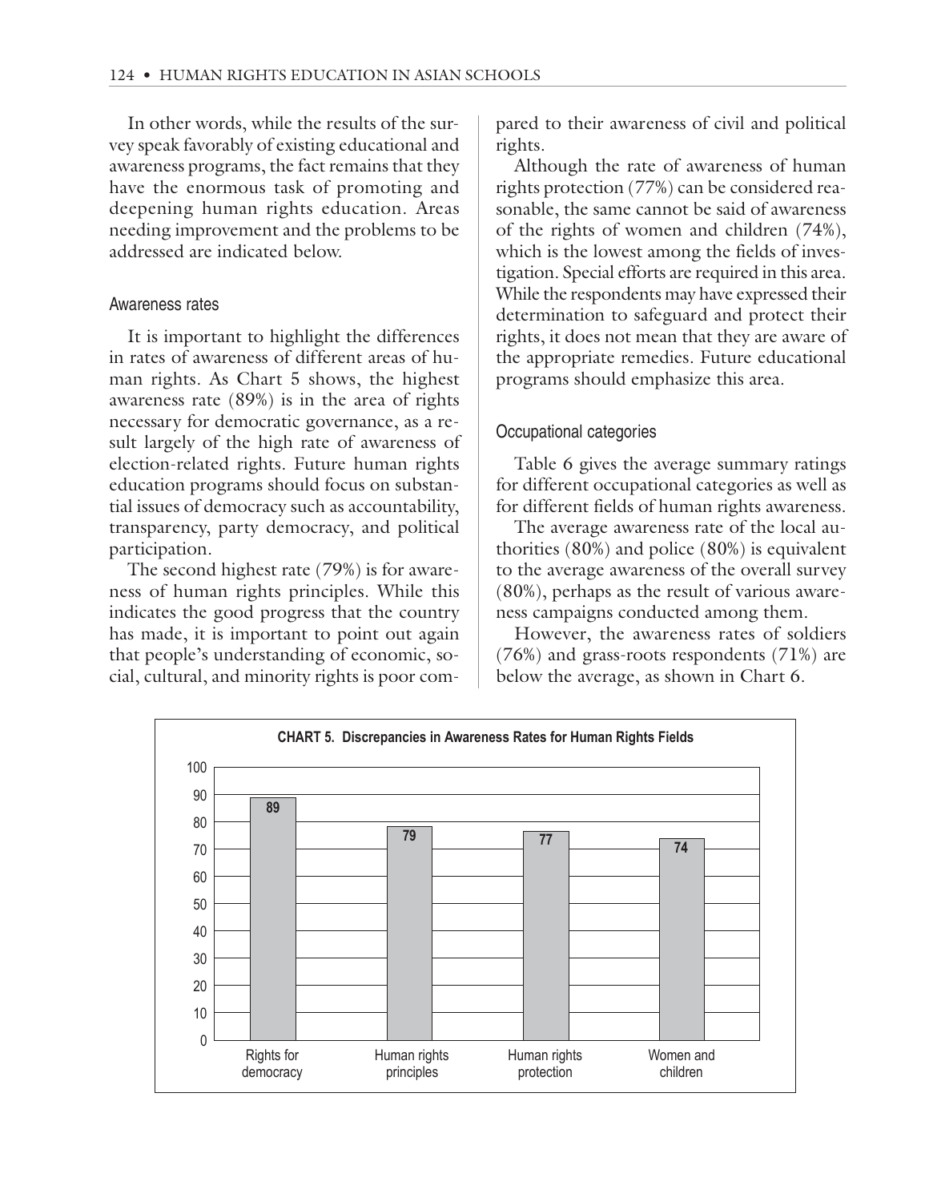In other words, while the results of the survey speak favorably of existing educational and awareness programs, the fact remains that they have the enormous task of promoting and deepening human rights education. Areas needing improvement and the problems to be addressed are indicated below.

### Awareness rates

It is important to highlight the differences in rates of awareness of different areas of human rights. As Chart 5 shows, the highest awareness rate (89%) is in the area of rights necessary for democratic governance, as a result largely of the high rate of awareness of election-related rights. Future human rights education programs should focus on substantial issues of democracy such as accountability, transparency, party democracy, and political participation.

The second highest rate (79%) is for awareness of human rights principles. While this indicates the good progress that the country has made, it is important to point out again that people's understanding of economic, social, cultural, and minority rights is poor compared to their awareness of civil and political rights.

Although the rate of awareness of human rights protection (77%) can be considered reasonable, the same cannot be said of awareness of the rights of women and children (74%), which is the lowest among the fields of investigation. Special efforts are required in this area. While the respondents may have expressed their determination to safeguard and protect their rights, it does not mean that they are aware of the appropriate remedies. Future educational programs should emphasize this area.

### Occupational categories

Table 6 gives the average summary ratings for different occupational categories as well as for different fields of human rights awareness.

The average awareness rate of the local authorities (80%) and police (80%) is equivalent to the average awareness of the overall survey (80%), perhaps as the result of various awareness campaigns conducted among them.

However, the awareness rates of soldiers (76%) and grass-roots respondents (71%) are below the average, as shown in Chart 6.

**CHART 5. Discrepancies in Awareness Rates for Human Rights Fields**

| Field | Awareness rate |
|---|---|
| Rights for democracy | 89 |
| Human rights principles | 79 |
| Human rights protection | 77 |
| Women and children | 74 |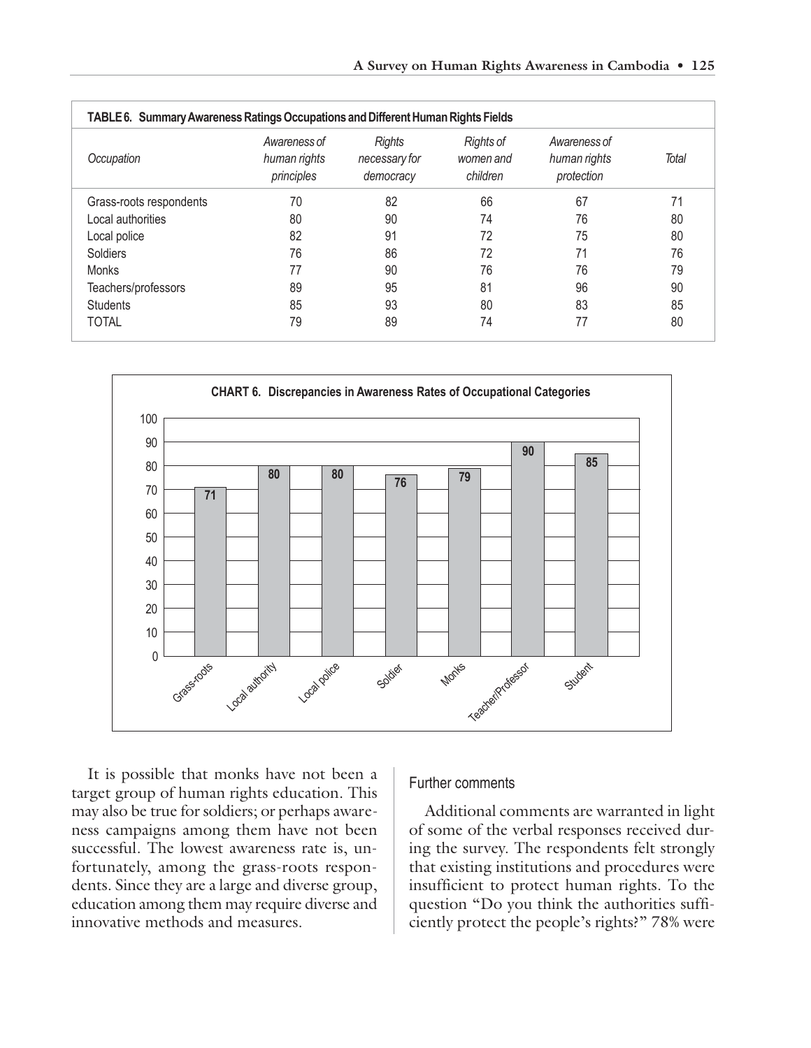**TABLE 6. Summary Awareness Ratings Occupations and Different Human Rights Fields**

| *Occupation* | *Awareness of human rights principles* | *Rights necessary for democracy* | *Rights of women and children* | *Awareness of human rights protection* | *Total* |
|---|---|---|---|---|---|
| Grass-roots respondents | 70 | 82 | 66 | 67 | 71 |
| Local authorities | 80 | 90 | 74 | 76 | 80 |
| Local police | 82 | 91 | 72 | 75 | 80 |
| Soldiers | 76 | 86 | 72 | 71 | 76 |
| Monks | 77 | 90 | 76 | 76 | 79 |
| Teachers/professors | 89 | 95 | 81 | 96 | 90 |
| Students | 85 | 93 | 80 | 83 | 85 |
| TOTAL | 79 | 89 | 74 | 77 | 80 |

**CHART 6. Discrepancies in Awareness Rates of Occupational Categories**

| Category | Awareness rate |
|---|---|
| Grass-roots | 71 |
| Local authority | 80 |
| Local police | 80 |
| Soldier | 76 |
| Monks | 79 |
| Teacher/Professor | 90 |
| Student | 85 |

It is possible that monks have not been a target group of human rights education. This may also be true for soldiers; or perhaps awareness campaigns among them have not been successful. The lowest awareness rate is, unfortunately, among the grass-roots respondents. Since they are a large and diverse group, education among them may require diverse and innovative methods and measures.

## Further comments

Additional comments are warranted in light of some of the verbal responses received during the survey. The respondents felt strongly that existing institutions and procedures were insufficient to protect human rights. To the question "Do you think the authorities sufficiently protect the people's rights?" 78% were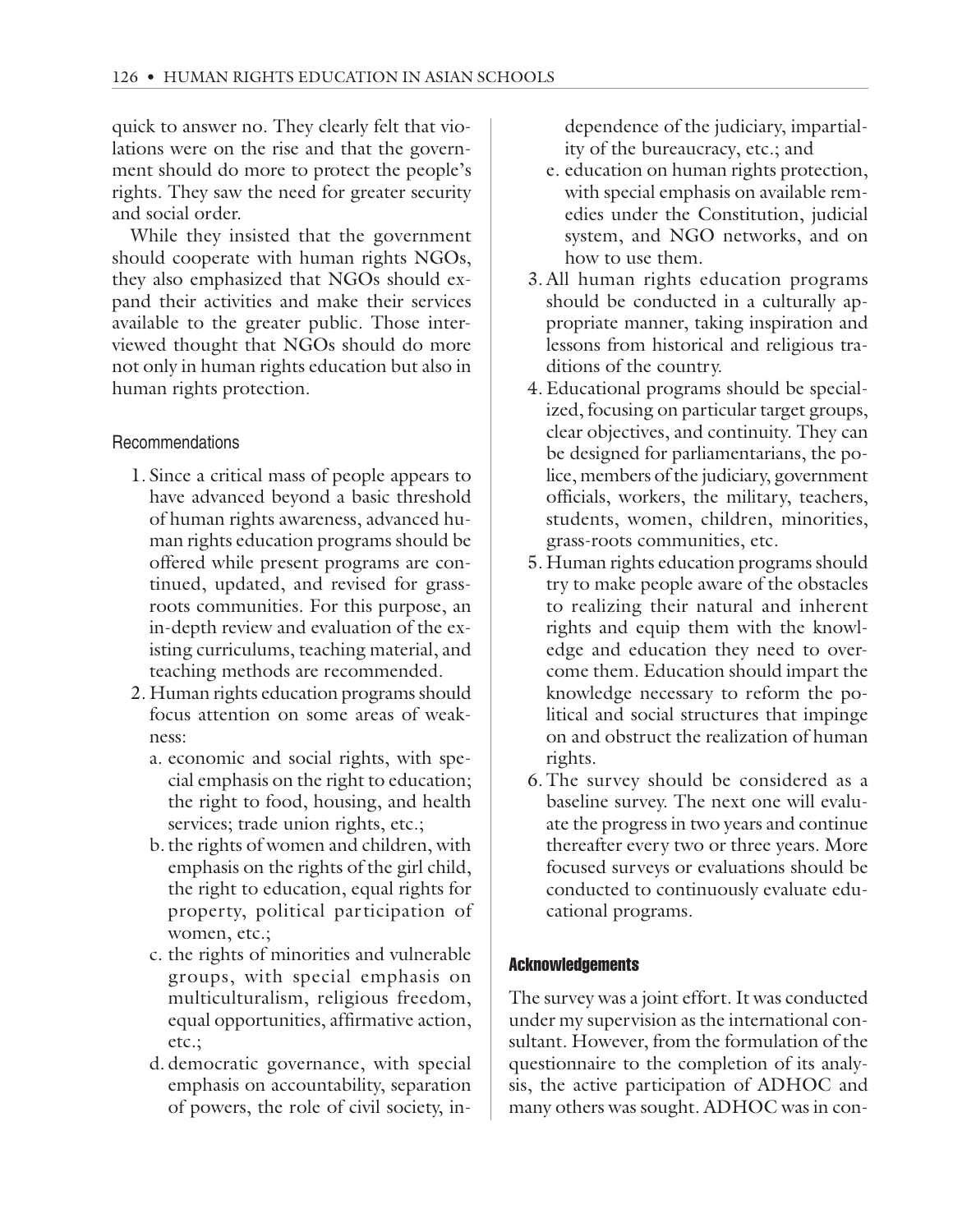quick to answer no. They clearly felt that violations were on the rise and that the government should do more to protect the people's rights. They saw the need for greater security and social order.

While they insisted that the government should cooperate with human rights NGOs, they also emphasized that NGOs should expand their activities and make their services available to the greater public. Those interviewed thought that NGOs should do more not only in human rights education but also in human rights protection.

### Recommendations

1. Since a critical mass of people appears to have advanced beyond a basic threshold of human rights awareness, advanced human rights education programs should be offered while present programs are continued, updated, and revised for grassroots communities. For this purpose, an in-depth review and evaluation of the existing curriculums, teaching material, and teaching methods are recommended.
2. Human rights education programs should focus attention on some areas of weakness:
   a. economic and social rights, with special emphasis on the right to education; the right to food, housing, and health services; trade union rights, etc.;
   b. the rights of women and children, with emphasis on the rights of the girl child, the right to education, equal rights for property, political participation of women, etc.;
   c. the rights of minorities and vulnerable groups, with special emphasis on multiculturalism, religious freedom, equal opportunities, affirmative action, etc.;
   d. democratic governance, with special emphasis on accountability, separation of powers, the role of civil society, independence of the judiciary, impartiality of the bureaucracy, etc.; and
   e. education on human rights protection, with special emphasis on available remedies under the Constitution, judicial system, and NGO networks, and on how to use them.
3. All human rights education programs should be conducted in a culturally appropriate manner, taking inspiration and lessons from historical and religious traditions of the country.
4. Educational programs should be specialized, focusing on particular target groups, clear objectives, and continuity. They can be designed for parliamentarians, the police, members of the judiciary, government officials, workers, the military, teachers, students, women, children, minorities, grass-roots communities, etc.
5. Human rights education programs should try to make people aware of the obstacles to realizing their natural and inherent rights and equip them with the knowledge and education they need to overcome them. Education should impart the knowledge necessary to reform the political and social structures that impinge on and obstruct the realization of human rights.
6. The survey should be considered as a baseline survey. The next one will evaluate the progress in two years and continue thereafter every two or three years. More focused surveys or evaluations should be conducted to continuously evaluate educational programs.

## Acknowledgements

The survey was a joint effort. It was conducted under my supervision as the international consultant. However, from the formulation of the questionnaire to the completion of its analysis, the active participation of ADHOC and many others was sought. ADHOC was in con-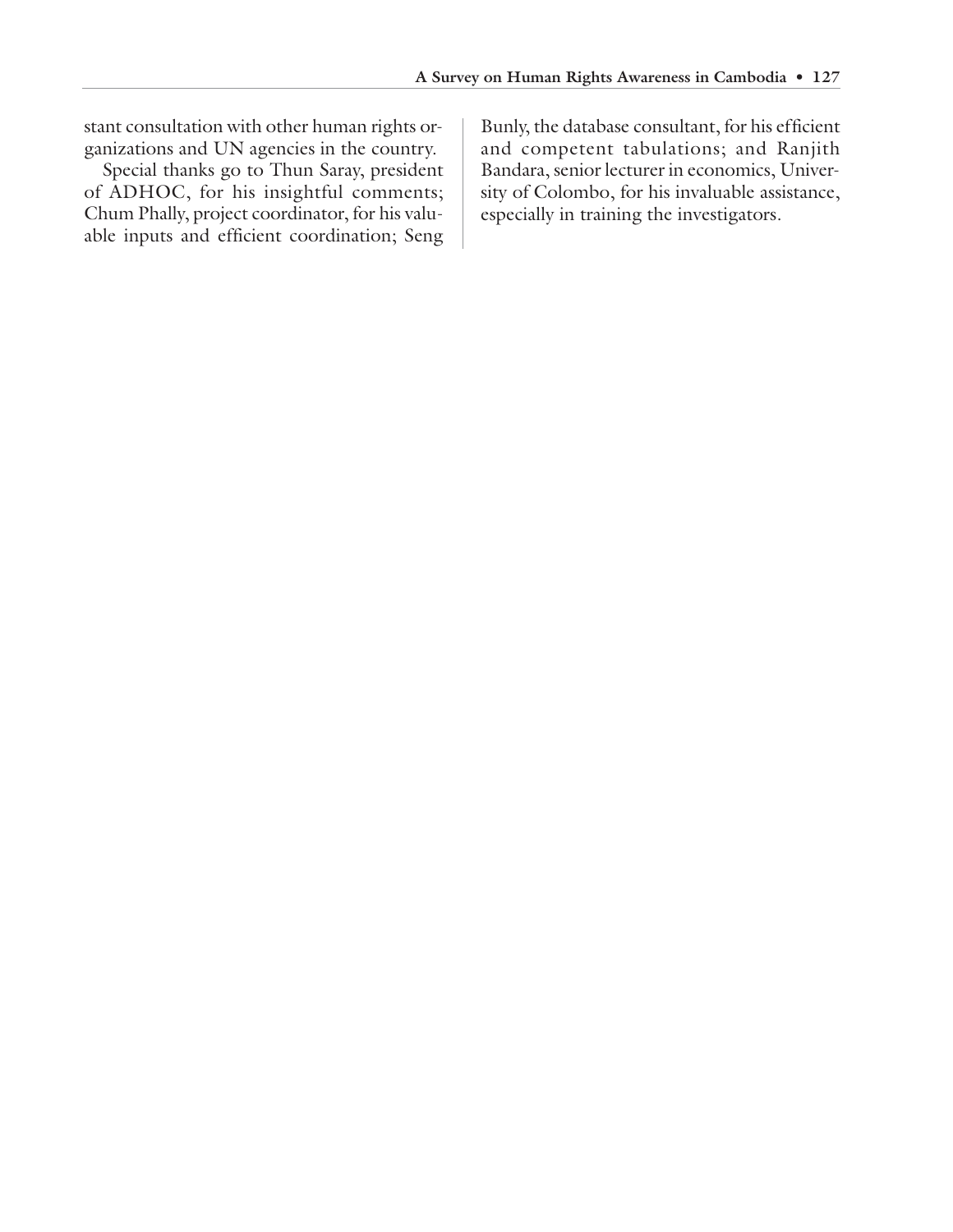stant consultation with other human rights organizations and UN agencies in the country.

Special thanks go to Thun Saray, president of ADHOC, for his insightful comments; Chum Phally, project coordinator, for his valuable inputs and efficient coordination; Seng Bunly, the database consultant, for his efficient and competent tabulations; and Ranjith Bandara, senior lecturer in economics, University of Colombo, for his invaluable assistance, especially in training the investigators.